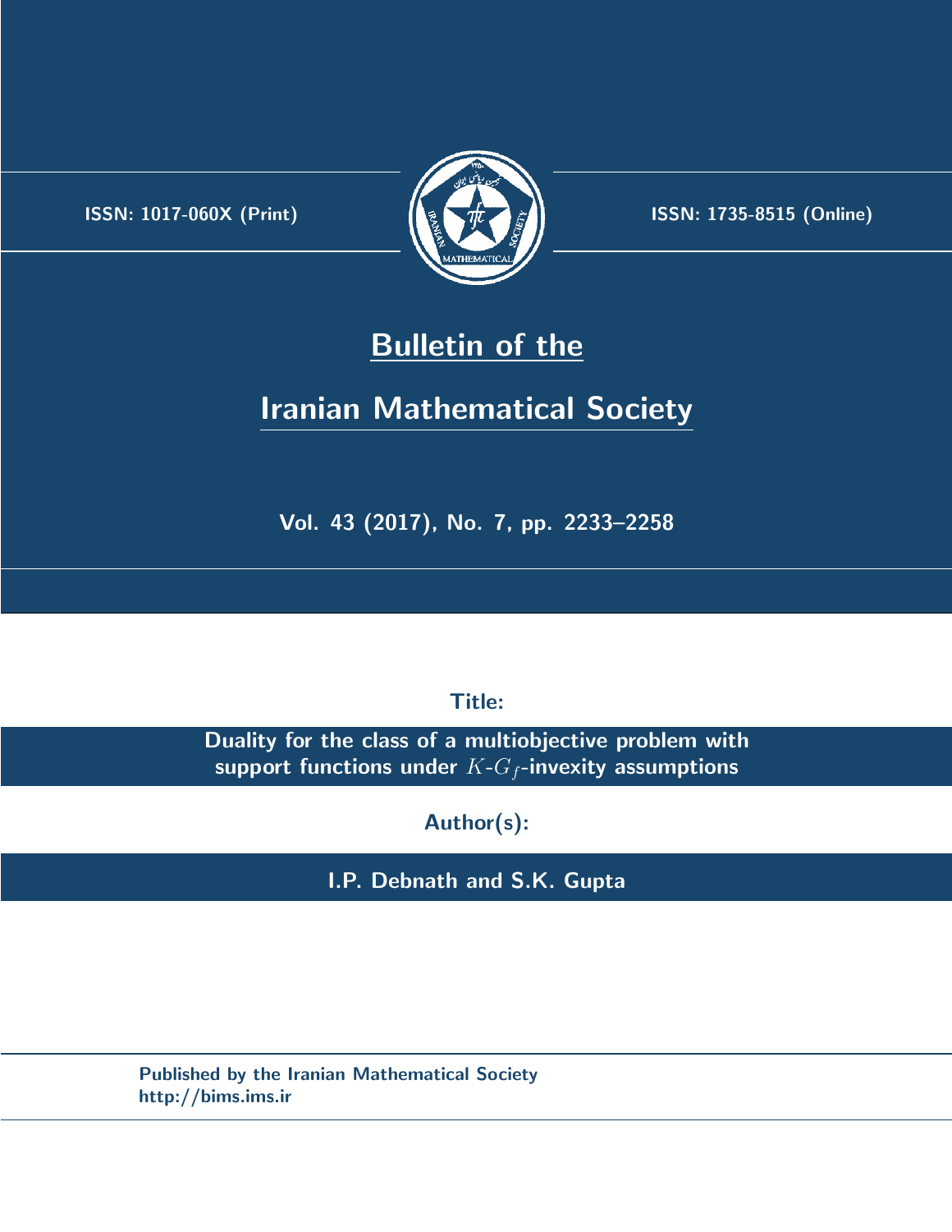ISSN: 1017-060X (Print)

ISSN: 1735-8515 (Online)

# Bulletin of the Iranian Mathematical Society

Vol. 43 (2017), No. 7, pp. 2233–2258

**Title:**

**Duality for the class of a multiobjective problem with support functions under $K$-$G_f$-invexity assumptions**

**Author(s):**

**I.P. Debnath and S.K. Gupta**

Published by the Iranian Mathematical Society
http://bims.ims.ir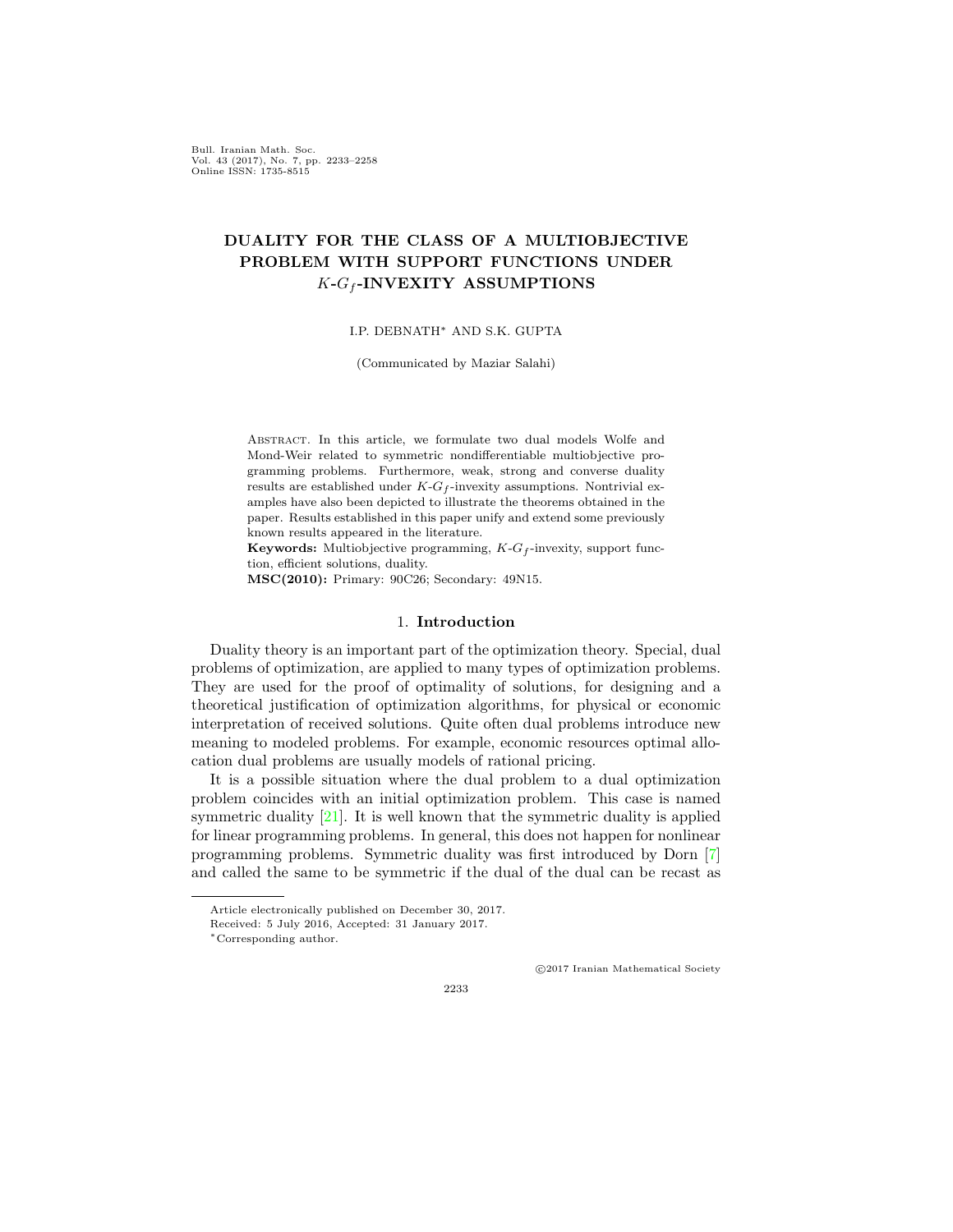Bull. Iranian Math. Soc.
Vol. 43 (2017), No. 7, pp. 2233–2258
Online ISSN: 1735-8515

# DUALITY FOR THE CLASS OF A MULTIOBJECTIVE PROBLEM WITH SUPPORT FUNCTIONS UNDER $K$-$G_f$-INVEXITY ASSUMPTIONS

I.P. DEBNATH* AND S.K. GUPTA

(Communicated by Maziar Salahi)

Abstract. In this article, we formulate two dual models Wolfe and Mond-Weir related to symmetric nondifferentiable multiobjective programming problems. Furthermore, weak, strong and converse duality results are established under $K$-$G_f$-invexity assumptions. Nontrivial examples have also been depicted to illustrate the theorems obtained in the paper. Results established in this paper unify and extend some previously known results appeared in the literature.

**Keywords:** Multiobjective programming, $K$-$G_f$-invexity, support function, efficient solutions, duality.

**MSC(2010):** Primary: 90C26; Secondary: 49N15.

## 1. Introduction

Duality theory is an important part of the optimization theory. Special, dual problems of optimization, are applied to many types of optimization problems. They are used for the proof of optimality of solutions, for designing and a theoretical justification of optimization algorithms, for physical or economic interpretation of received solutions. Quite often dual problems introduce new meaning to modeled problems. For example, economic resources optimal allocation dual problems are usually models of rational pricing.

It is a possible situation where the dual problem to a dual optimization problem coincides with an initial optimization problem. This case is named symmetric duality [21]. It is well known that the symmetric duality is applied for linear programming problems. In general, this does not happen for nonlinear programming problems. Symmetric duality was first introduced by Dorn [7] and called the same to be symmetric if the dual of the dual can be recast as

Article electronically published on December 30, 2017.
Received: 5 July 2016, Accepted: 31 January 2017.
*Corresponding author.

©2017 Iranian Mathematical Society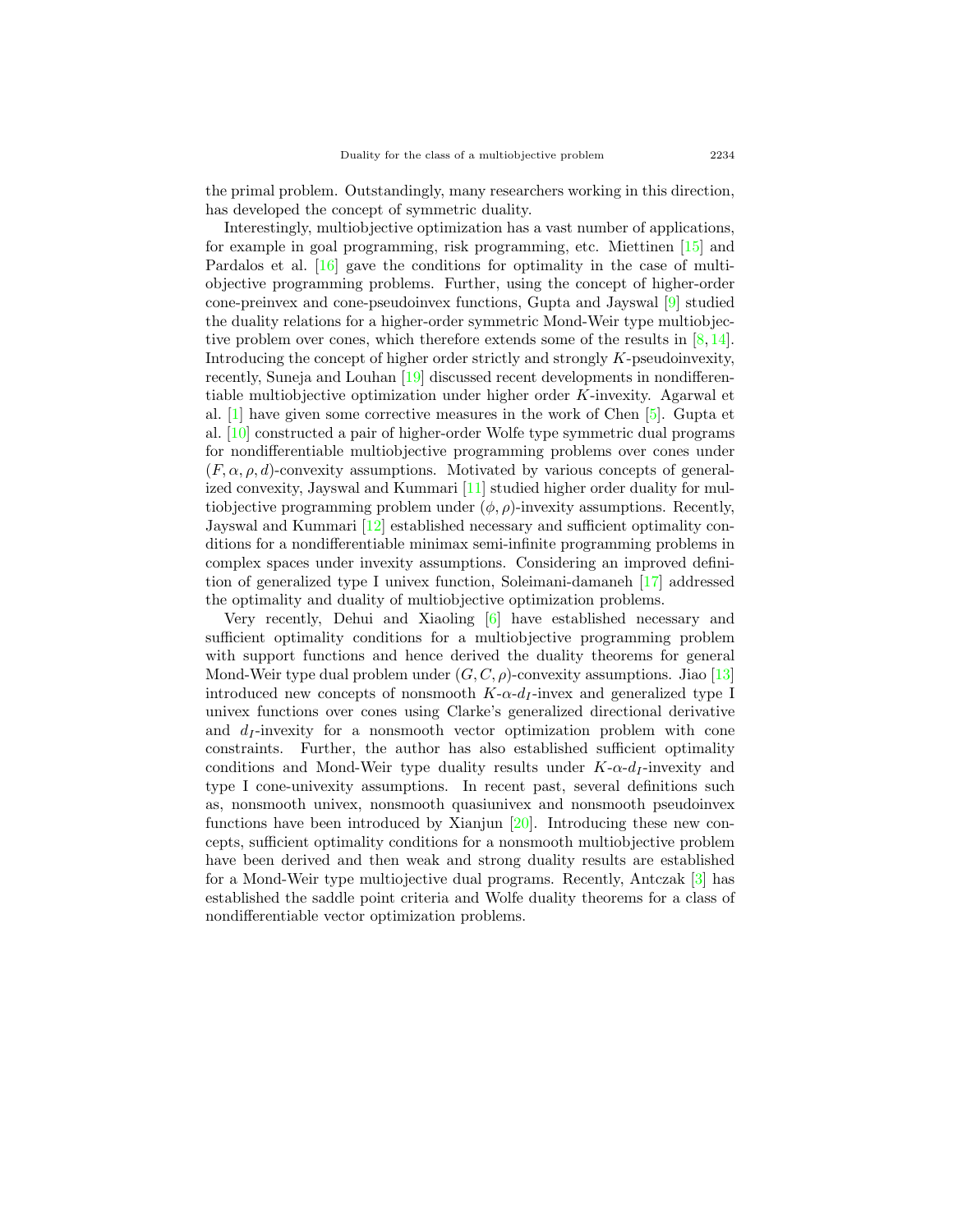the primal problem. Outstandingly, many researchers working in this direction, has developed the concept of symmetric duality.

Interestingly, multiobjective optimization has a vast number of applications, for example in goal programming, risk programming, etc. Miettinen [15] and Pardalos et al. [16] gave the conditions for optimality in the case of multiobjective programming problems. Further, using the concept of higher-order cone-preinvex and cone-pseudoinvex functions, Gupta and Jayswal [9] studied the duality relations for a higher-order symmetric Mond-Weir type multiobjective problem over cones, which therefore extends some of the results in [8, 14]. Introducing the concept of higher order strictly and strongly $K$-pseudoinvexity, recently, Suneja and Louhan [19] discussed recent developments in nondifferentiable multiobjective optimization under higher order $K$-invexity. Agarwal et al. [1] have given some corrective measures in the work of Chen [5]. Gupta et al. [10] constructed a pair of higher-order Wolfe type symmetric dual programs for nondifferentiable multiobjective programming problems over cones under $(F, \alpha, \rho, d)$-convexity assumptions. Motivated by various concepts of generalized convexity, Jayswal and Kummari [11] studied higher order duality for multiobjective programming problem under $(\phi, \rho)$-invexity assumptions. Recently, Jayswal and Kummari [12] established necessary and sufficient optimality conditions for a nondifferentiable minimax semi-infinite programming problems in complex spaces under invexity assumptions. Considering an improved definition of generalized type I univex function, Soleimani-damaneh [17] addressed the optimality and duality of multiobjective optimization problems.

Very recently, Dehui and Xiaoling [6] have established necessary and sufficient optimality conditions for a multiobjective programming problem with support functions and hence derived the duality theorems for general Mond-Weir type dual problem under $(G, C, \rho)$-convexity assumptions. Jiao [13] introduced new concepts of nonsmooth $K$-$\alpha$-$d_I$-invex and generalized type I univex functions over cones using Clarke's generalized directional derivative and $d_I$-invexity for a nonsmooth vector optimization problem with cone constraints. Further, the author has also established sufficient optimality conditions and Mond-Weir type duality results under $K$-$\alpha$-$d_I$-invexity and type I cone-univexity assumptions. In recent past, several definitions such as, nonsmooth univex, nonsmooth quasiunivex and nonsmooth pseudoinvex functions have been introduced by Xianjun [20]. Introducing these new concepts, sufficient optimality conditions for a nonsmooth multiobjective problem have been derived and then weak and strong duality results are established for a Mond-Weir type multiojective dual programs. Recently, Antczak [3] has established the saddle point criteria and Wolfe duality theorems for a class of nondifferentiable vector optimization problems.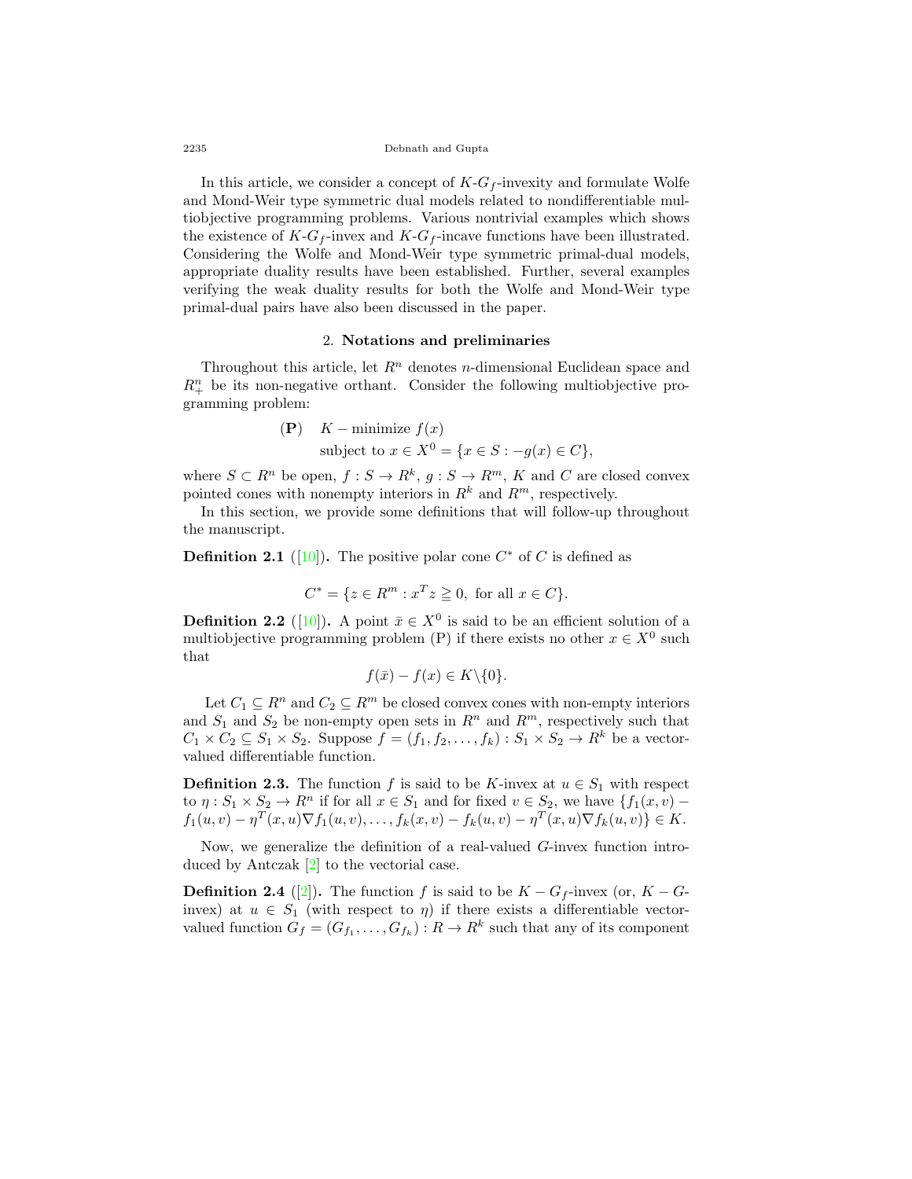In this article, we consider a concept of $K$-$G_f$-invexity and formulate Wolfe and Mond-Weir type symmetric dual models related to nondifferentiable multiobjective programming problems. Various nontrivial examples which shows the existence of $K$-$G_f$-invex and $K$-$G_f$-incave functions have been illustrated. Considering the Wolfe and Mond-Weir type symmetric primal-dual models, appropriate duality results have been established. Further, several examples verifying the weak duality results for both the Wolfe and Mond-Weir type primal-dual pairs have also been discussed in the paper.

## 2. Notations and preliminaries

Throughout this article, let $R^n$ denotes $n$-dimensional Euclidean space and $R^n_+$ be its non-negative orthant. Consider the following multiobjective programming problem:

$$
\begin{aligned}
(\mathbf{P}) \quad & K-\text{minimize } f(x) \\
& \text{subject to } x \in X^0 = \{x \in S : -g(x) \in C\},
\end{aligned}
$$

where $S \subset R^n$ be open, $f : S \to R^k$, $g : S \to R^m$, $K$ and $C$ are closed convex pointed cones with nonempty interiors in $R^k$ and $R^m$, respectively.

In this section, we provide some definitions that will follow-up throughout the manuscript.

**Definition 2.1** ([10]). The positive polar cone $C^*$ of $C$ is defined as

$$C^* = \{z \in R^m : x^T z \geqq 0, \text{ for all } x \in C\}.$$

**Definition 2.2** ([10]). A point $\bar{x} \in X^0$ is said to be an efficient solution of a multiobjective programming problem (P) if there exists no other $x \in X^0$ such that

$$f(\bar{x}) - f(x) \in K \backslash \{0\}.$$

Let $C_1 \subseteq R^n$ and $C_2 \subseteq R^m$ be closed convex cones with non-empty interiors and $S_1$ and $S_2$ be non-empty open sets in $R^n$ and $R^m$, respectively such that $C_1 \times C_2 \subseteq S_1 \times S_2$. Suppose $f = (f_1, f_2, \ldots, f_k) : S_1 \times S_2 \to R^k$ be a vector-valued differentiable function.

**Definition 2.3.** The function $f$ is said to be $K$-invex at $u \in S_1$ with respect to $\eta : S_1 \times S_2 \to R^n$ if for all $x \in S_1$ and for fixed $v \in S_2$, we have $\{f_1(x, v) - f_1(u, v) - \eta^T(x, u)\nabla f_1(u, v), \ldots, f_k(x, v) - f_k(u, v) - \eta^T(x, u)\nabla f_k(u, v)\} \in K$.

Now, we generalize the definition of a real-valued $G$-invex function introduced by Antczak [2] to the vectorial case.

**Definition 2.4** ([2]). The function $f$ is said to be $K - G_f$-invex (or, $K - G$-invex) at $u \in S_1$ (with respect to $\eta$) if there exists a differentiable vector-valued function $G_f = (G_{f_1}, \ldots, G_{f_k}) : R \to R^k$ such that any of its component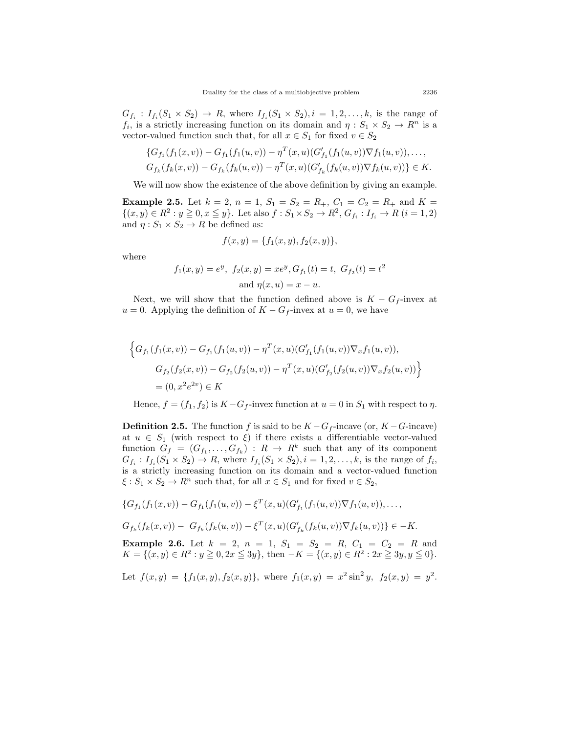$G_{f_i} : I_{f_i}(S_1 \times S_2) \to R$, where $I_{f_i}(S_1 \times S_2), i = 1, 2, \ldots, k$, is the range of $f_i$, is a strictly increasing function on its domain and $\eta : S_1 \times S_2 \to R^n$ is a vector-valued function such that, for all $x \in S_1$ for fixed $v \in S_2$

$$\{G_{f_1}(f_1(x,v)) - G_{f_1}(f_1(u,v)) - \eta^T(x,u)(G'_{f_1}(f_1(u,v))\nabla f_1(u,v)), \ldots,$$
$$G_{f_k}(f_k(x,v)) - G_{f_k}(f_k(u,v)) - \eta^T(x,u)(G'_{f_k}(f_k(u,v))\nabla f_k(u,v))\} \in K.$$

We will now show the existence of the above definition by giving an example.

**Example 2.5.** Let $k = 2$, $n = 1$, $S_1 = S_2 = R_+$, $C_1 = C_2 = R_+$ and $K = \{(x,y) \in R^2 : y \geqq 0, x \leqq y\}$. Let also $f : S_1 \times S_2 \to R^2$, $G_{f_i} : I_{f_i} \to R$ $(i = 1, 2)$ and $\eta : S_1 \times S_2 \to R$ be defined as:

$$f(x,y) = \{f_1(x,y), f_2(x,y)\},$$

where

$$f_1(x,y) = e^y, \ f_2(x,y) = xe^y, G_{f_1}(t) = t, \ G_{f_2}(t) = t^2$$
$$\text{and } \eta(x,u) = x - u.$$

Next, we will show that the function defined above is $K - G_f$-invex at $u = 0$. Applying the definition of $K - G_f$-invex at $u = 0$, we have

$$\Big\{G_{f_1}(f_1(x,v)) - G_{f_1}(f_1(u,v)) - \eta^T(x,u)(G'_{f_1}(f_1(u,v))\nabla_x f_1(u,v)),$$
$$G_{f_2}(f_2(x,v)) - G_{f_2}(f_2(u,v)) - \eta^T(x,u)(G'_{f_2}(f_2(u,v))\nabla_x f_2(u,v))\Big\}$$
$$= (0, x^2e^{2v}) \in K$$

Hence, $f = (f_1, f_2)$ is $K - G_f$-invex function at $u = 0$ in $S_1$ with respect to $\eta$.

**Definition 2.5.** The function $f$ is said to be $K - G_f$-incave (or, $K - G$-incave) at $u \in S_1$ (with respect to $\xi$) if there exists a differentiable vector-valued function $G_f = (G_{f_1}, \ldots, G_{f_k}) : R \to R^k$ such that any of its component $G_{f_i} : I_{f_i}(S_1 \times S_2) \to R$, where $I_{f_i}(S_1 \times S_2), i = 1, 2, \ldots, k$, is the range of $f_i$, is a strictly increasing function on its domain and a vector-valued function $\xi : S_1 \times S_2 \to R^n$ such that, for all $x \in S_1$ and for fixed $v \in S_2$,

$$\{G_{f_1}(f_1(x,v)) - G_{f_1}(f_1(u,v)) - \xi^T(x,u)(G'_{f_1}(f_1(u,v))\nabla f_1(u,v)), \ldots,$$

$$G_{f_k}(f_k(x,v)) - G_{f_k}(f_k(u,v)) - \xi^T(x,u)(G'_{f_k}(f_k(u,v))\nabla f_k(u,v))\} \in -K.$$

**Example 2.6.** Let $k = 2$, $n = 1$, $S_1 = S_2 = R$, $C_1 = C_2 = R$ and $K = \{(x,y) \in R^2 : y \geqq 0, 2x \leqq 3y\}$, then $-K = \{(x,y) \in R^2 : 2x \geqq 3y, y \leqq 0\}$.

Let $f(x,y) = \{f_1(x,y), f_2(x,y)\}$, where $f_1(x,y) = x^2 \sin^2 y$, $f_2(x,y) = y^2$.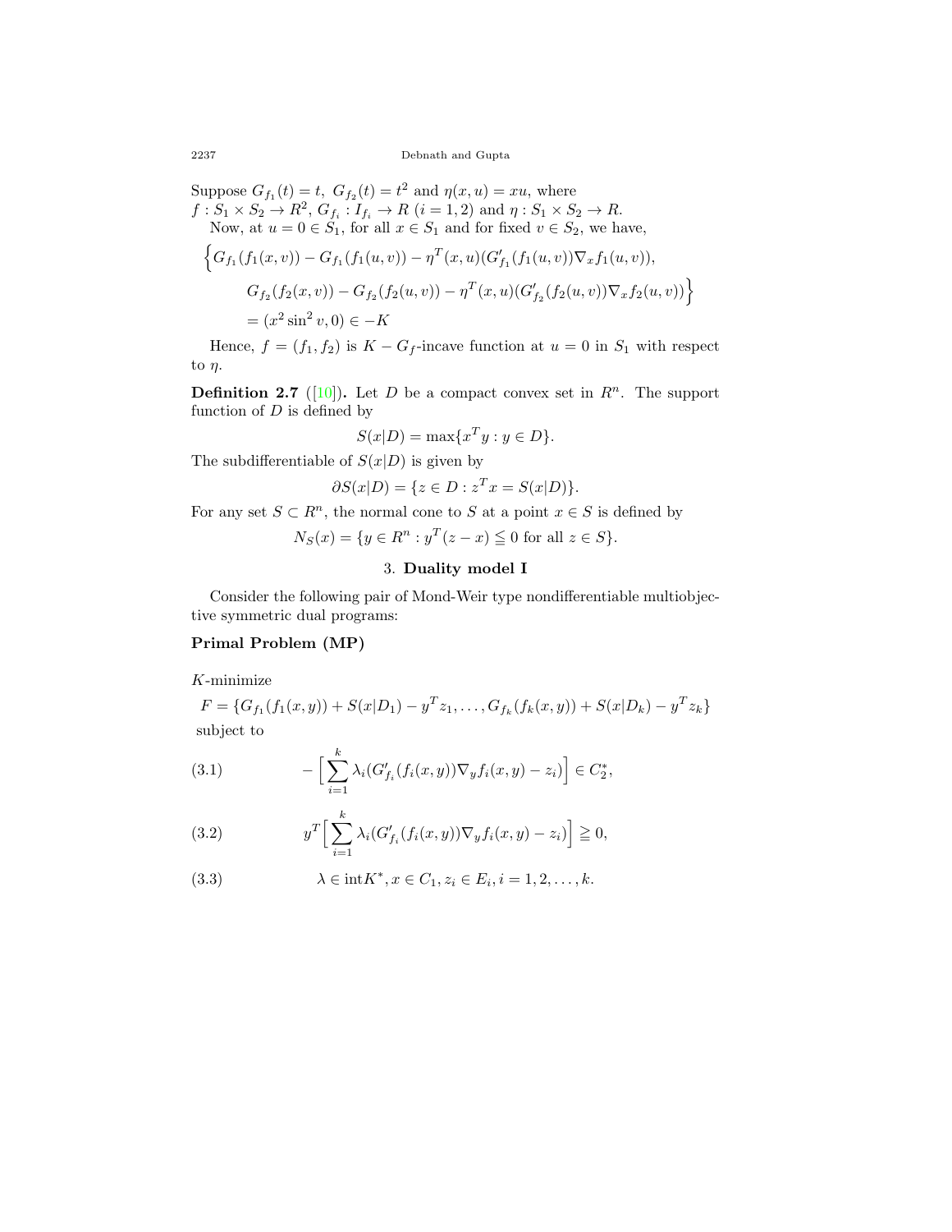Suppose $G_{f_1}(t) = t,\ G_{f_2}(t) = t^2$ and $\eta(x, u) = xu$, where $f : S_1 \times S_2 \to R^2$, $G_{f_i} : I_{f_i} \to R$ $(i = 1, 2)$ and $\eta : S_1 \times S_2 \to R$.

Now, at $u = 0 \in S_1$, for all $x \in S_1$ and for fixed $v \in S_2$, we have,

$$
\begin{aligned}
&\Big\{G_{f_1}(f_1(x, v)) - G_{f_1}(f_1(u, v)) - \eta^T(x, u)(G'_{f_1}(f_1(u, v))\nabla_x f_1(u, v)),\\
&\quad G_{f_2}(f_2(x, v)) - G_{f_2}(f_2(u, v)) - \eta^T(x, u)(G'_{f_2}(f_2(u, v))\nabla_x f_2(u, v))\Big\}\\
&\quad = (x^2 \sin^2 v, 0) \in -K
\end{aligned}
$$

Hence, $f = (f_1, f_2)$ is $K - G_f$-incave function at $u = 0$ in $S_1$ with respect to $\eta$.

**Definition 2.7** ([10]). Let $D$ be a compact convex set in $R^n$. The support function of $D$ is defined by

$$S(x|D) = \max\{x^T y : y \in D\}.$$

The subdifferentiable of $S(x|D)$ is given by

$$\partial S(x|D) = \{z \in D : z^T x = S(x|D)\}.$$

For any set $S \subset R^n$, the normal cone to $S$ at a point $x \in S$ is defined by

$$N_S(x) = \{y \in R^n : y^T(z - x) \leqq 0 \text{ for all } z \in S\}.$$

## 3. Duality model I

Consider the following pair of Mond-Weir type nondifferentiable multiobjective symmetric dual programs:

**Primal Problem (MP)**

$K$-minimize

$$F = \{G_{f_1}(f_1(x, y)) + S(x|D_1) - y^T z_1, \ldots, G_{f_k}(f_k(x, y)) + S(x|D_k) - y^T z_k\}$$

subject to

$$-\Big[\sum_{i=1}^{k} \lambda_i (G'_{f_i}(f_i(x, y))\nabla_y f_i(x, y) - z_i)\Big] \in C_2^*, \tag{3.1}$$

$$y^T\Big[\sum_{i=1}^{k} \lambda_i (G'_{f_i}(f_i(x, y))\nabla_y f_i(x, y) - z_i)\Big] \geqq 0, \tag{3.2}$$

$$\lambda \in \operatorname{int}K^*, x \in C_1, z_i \in E_i, i = 1, 2, \ldots, k. \tag{3.3}$$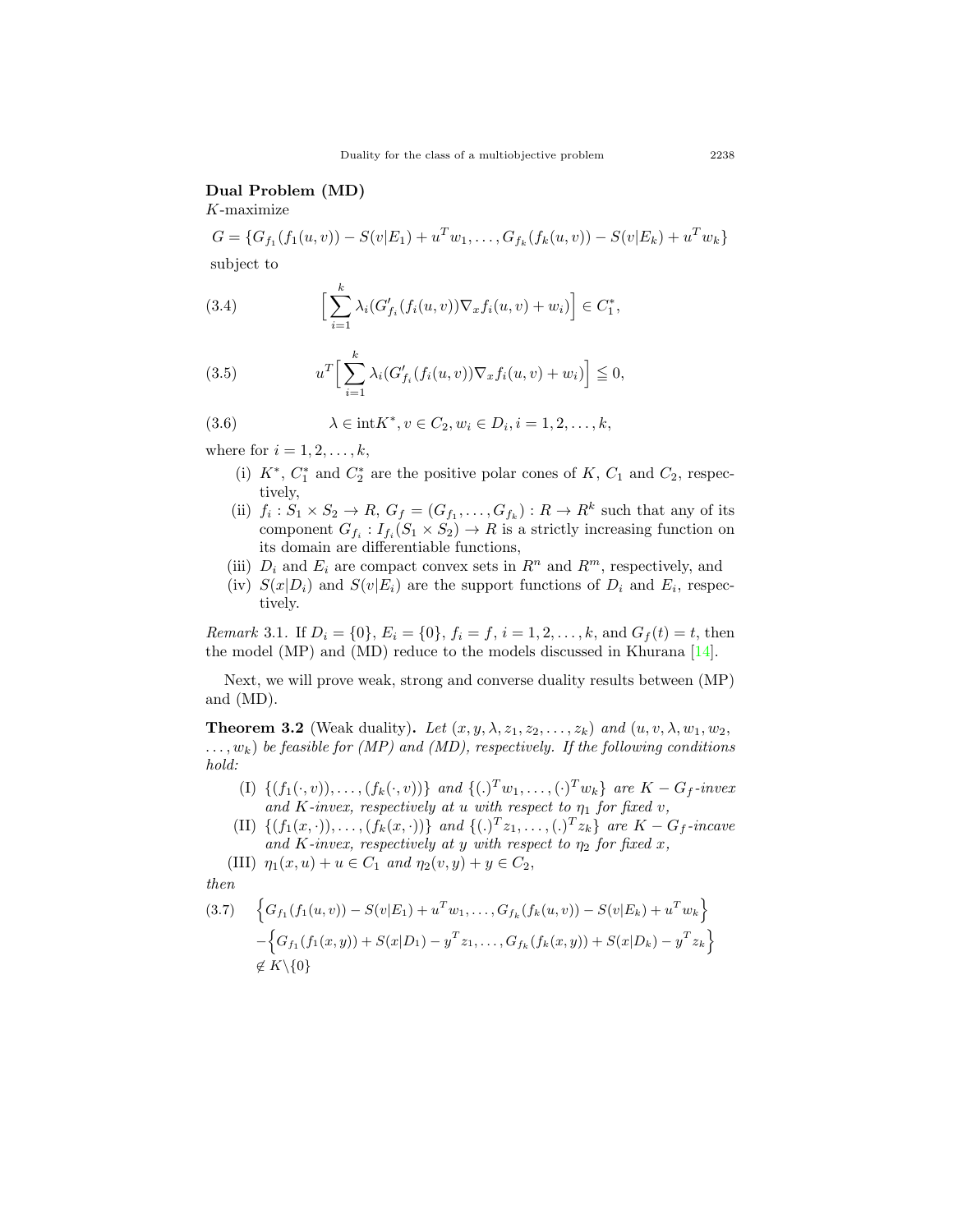**Dual Problem (MD)**

$K$-maximize

$$G = \{G_{f_1}(f_1(u,v)) - S(v|E_1) + u^T w_1, \ldots, G_{f_k}(f_k(u,v)) - S(v|E_k) + u^T w_k\}$$

subject to

$$\Big[\sum_{i=1}^{k} \lambda_i (G'_{f_i}(f_i(u,v)) \nabla_x f_i(u,v) + w_i)\Big] \in C_1^*, \tag{3.4}$$

$$u^T \Big[\sum_{i=1}^{k} \lambda_i (G'_{f_i}(f_i(u,v)) \nabla_x f_i(u,v) + w_i)\Big] \leqq 0, \tag{3.5}$$

$$\lambda \in \text{int} K^*, v \in C_2, w_i \in D_i, i = 1, 2, \ldots, k, \tag{3.6}$$

where for $i = 1, 2, \ldots, k$,

- (i) $K^*$, $C_1^*$ and $C_2^*$ are the positive polar cones of $K$, $C_1$ and $C_2$, respectively,
- (ii) $f_i : S_1 \times S_2 \to R$, $G_f = (G_{f_1}, \ldots, G_{f_k}) : R \to R^k$ such that any of its component $G_{f_i} : I_{f_i}(S_1 \times S_2) \to R$ is a strictly increasing function on its domain are differentiable functions,
- (iii) $D_i$ and $E_i$ are compact convex sets in $R^n$ and $R^m$, respectively, and
- (iv) $S(x|D_i)$ and $S(v|E_i)$ are the support functions of $D_i$ and $E_i$, respectively.

*Remark* 3.1. If $D_i = \{0\}$, $E_i = \{0\}$, $f_i = f$, $i = 1, 2, \ldots, k$, and $G_f(t) = t$, then the model (MP) and (MD) reduce to the models discussed in Khurana [14].

Next, we will prove weak, strong and converse duality results between (MP) and (MD).

**Theorem 3.2** (Weak duality)**.** *Let $(x, y, \lambda, z_1, z_2, \ldots, z_k)$ and $(u, v, \lambda, w_1, w_2, \ldots, w_k)$ be feasible for (MP) and (MD), respectively. If the following conditions hold:*

- (I) $\{(f_1(\cdot, v)), \ldots, (f_k(\cdot, v))\}$ *and* $\{(.)^T w_1, \ldots, (\cdot)^T w_k\}$ *are* $K - G_f$*-invex and* $K$*-invex, respectively at* $u$ *with respect to* $\eta_1$ *for fixed* $v$,
- (II) $\{(f_1(x, \cdot)), \ldots, (f_k(x, \cdot))\}$ *and* $\{(.)^T z_1, \ldots, (.)^T z_k\}$ *are* $K - G_f$*-incave and* $K$*-invex, respectively at* $y$ *with respect to* $\eta_2$ *for fixed* $x$,
- (III) $\eta_1(x, u) + u \in C_1$ *and* $\eta_2(v, y) + y \in C_2$,

*then*

$$\begin{aligned} &\Big\{G_{f_1}(f_1(u,v)) - S(v|E_1) + u^T w_1, \ldots, G_{f_k}(f_k(u,v)) - S(v|E_k) + u^T w_k\Big\} \\ &- \Big\{G_{f_1}(f_1(x,y)) + S(x|D_1) - y^T z_1, \ldots, G_{f_k}(f_k(x,y)) + S(x|D_k) - y^T z_k\Big\} \\ &\notin K \backslash \{0\} \end{aligned} \tag{3.7}$$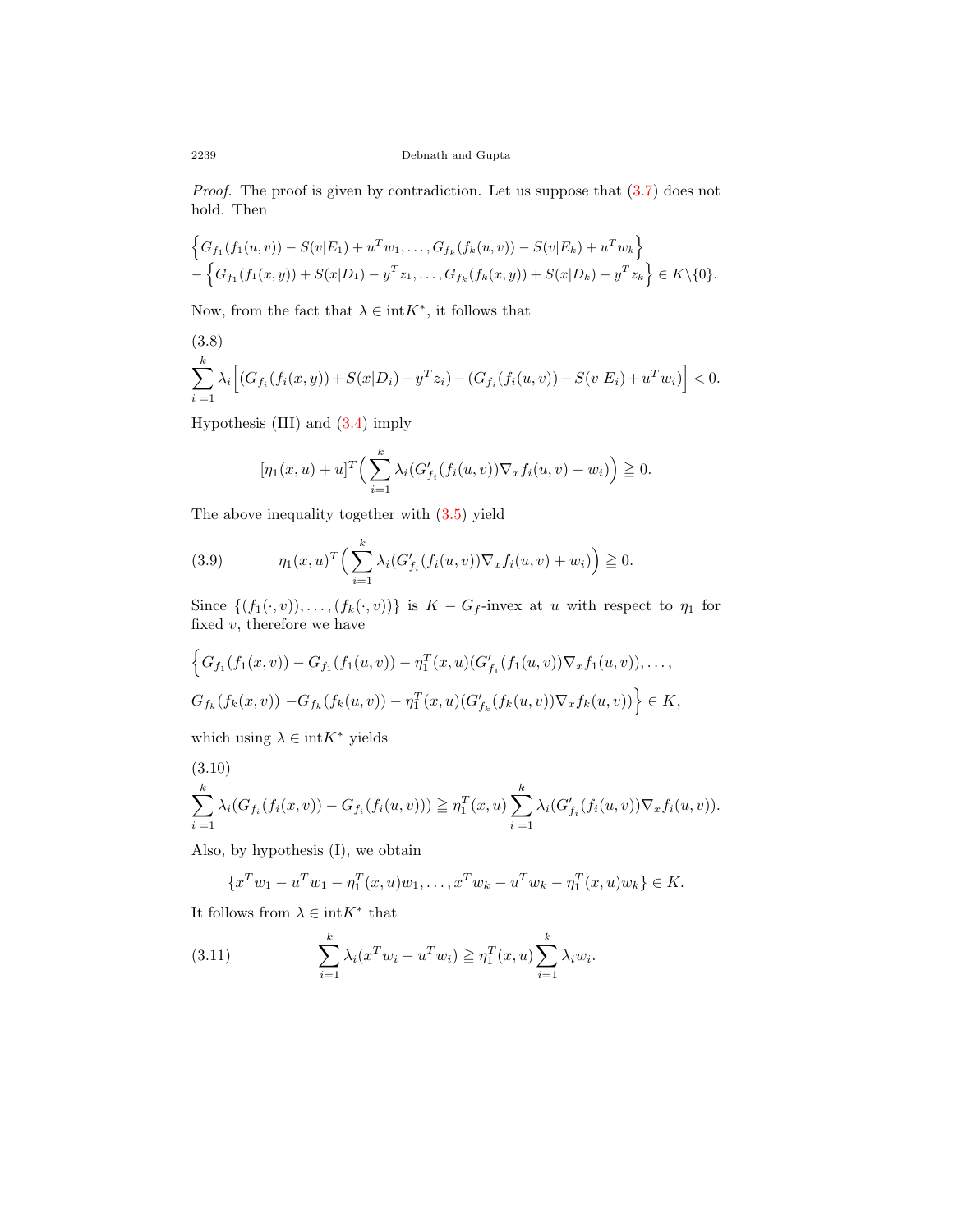*Proof.* The proof is given by contradiction. Let us suppose that (3.7) does not hold. Then

$$\Big\{G_{f_1}(f_1(u,v)) - S(v|E_1) + u^T w_1, \dots, G_{f_k}(f_k(u,v)) - S(v|E_k) + u^T w_k\Big\}$$
$$- \Big\{G_{f_1}(f_1(x,y)) + S(x|D_1) - y^T z_1, \dots, G_{f_k}(f_k(x,y)) + S(x|D_k) - y^T z_k\Big\} \in K\backslash\{0\}.$$

Now, from the fact that $\lambda \in \operatorname{int} K^*$, it follows that

(3.8)
$$\sum_{i=1}^{k} \lambda_i \Big[(G_{f_i}(f_i(x,y)) + S(x|D_i) - y^T z_i) - (G_{f_i}(f_i(u,v)) - S(v|E_i) + u^T w_i)\Big] < 0.$$

Hypothesis (III) and (3.4) imply

$$[\eta_1(x,u) + u]^T \Big(\sum_{i=1}^{k} \lambda_i (G'_{f_i}(f_i(u,v)) \nabla_x f_i(u,v) + w_i)\Big) \geqq 0.$$

The above inequality together with (3.5) yield

$$\eta_1(x,u)^T \Big(\sum_{i=1}^{k} \lambda_i (G'_{f_i}(f_i(u,v)) \nabla_x f_i(u,v) + w_i)\Big) \geqq 0. \tag{3.9}$$

Since $\{(f_1(\cdot,v)), \dots, (f_k(\cdot,v))\}$ is $K - G_f$-invex at $u$ with respect to $\eta_1$ for fixed $v$, therefore we have

$$\Big\{G_{f_1}(f_1(x,v)) - G_{f_1}(f_1(u,v)) - \eta_1^T(x,u)(G'_{f_1}(f_1(u,v)) \nabla_x f_1(u,v)), \dots,$$
$$G_{f_k}(f_k(x,v)) - G_{f_k}(f_k(u,v)) - \eta_1^T(x,u)(G'_{f_k}(f_k(u,v)) \nabla_x f_k(u,v))\Big\} \in K,$$

which using $\lambda \in \operatorname{int} K^*$ yields

(3.10)
$$\sum_{i=1}^{k} \lambda_i (G_{f_i}(f_i(x,v)) - G_{f_i}(f_i(u,v))) \geqq \eta_1^T(x,u) \sum_{i=1}^{k} \lambda_i (G'_{f_i}(f_i(u,v)) \nabla_x f_i(u,v)).$$

Also, by hypothesis (I), we obtain

$$\{x^T w_1 - u^T w_1 - \eta_1^T(x,u) w_1, \dots, x^T w_k - u^T w_k - \eta_1^T(x,u) w_k\} \in K.$$

It follows from $\lambda \in \operatorname{int} K^*$ that

$$\sum_{i=1}^{k} \lambda_i (x^T w_i - u^T w_i) \geqq \eta_1^T(x,u) \sum_{i=1}^{k} \lambda_i w_i. \tag{3.11}$$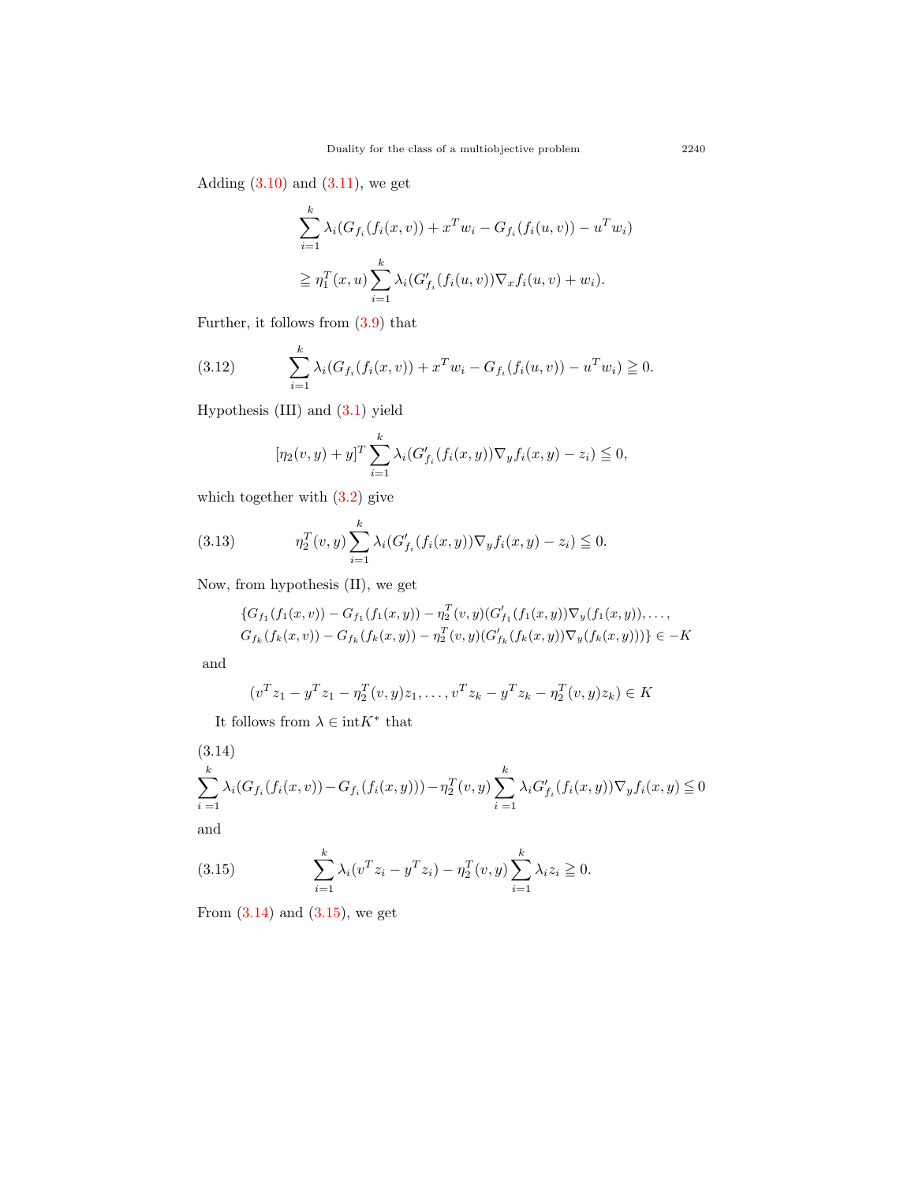Adding (3.10) and (3.11), we get

$$\sum_{i=1}^{k} \lambda_i (G_{f_i}(f_i(x,v)) + x^T w_i - G_{f_i}(f_i(u,v)) - u^T w_i)$$

$$\geqq \eta_1^T(x,u) \sum_{i=1}^{k} \lambda_i (G'_{f_i}(f_i(u,v)) \nabla_x f_i(u,v) + w_i).$$

Further, it follows from (3.9) that

$$\sum_{i=1}^{k} \lambda_i (G_{f_i}(f_i(x,v)) + x^T w_i - G_{f_i}(f_i(u,v)) - u^T w_i) \geqq 0. \tag{3.12}$$

Hypothesis (III) and (3.1) yield

$$[\eta_2(v,y) + y]^T \sum_{i=1}^{k} \lambda_i (G'_{f_i}(f_i(x,y)) \nabla_y f_i(x,y) - z_i) \leqq 0,$$

which together with (3.2) give

$$\eta_2^T(v,y) \sum_{i=1}^{k} \lambda_i (G'_{f_i}(f_i(x,y)) \nabla_y f_i(x,y) - z_i) \leqq 0. \tag{3.13}$$

Now, from hypothesis (II), we get

$$\{G_{f_1}(f_1(x,v)) - G_{f_1}(f_1(x,y)) - \eta_2^T(v,y)(G'_{f_1}(f_1(x,y)) \nabla_y (f_1(x,y)), \ldots,$$
$$G_{f_k}(f_k(x,v)) - G_{f_k}(f_k(x,y)) - \eta_2^T(v,y)(G'_{f_k}(f_k(x,y)) \nabla_y (f_k(x,y)))\} \in -K$$

and

$$(v^T z_1 - y^T z_1 - \eta_2^T(v,y) z_1, \ldots, v^T z_k - y^T z_k - \eta_2^T(v,y) z_k) \in K$$

It follows from $\lambda \in \text{int} K^*$ that

$$\sum_{i=1}^{k} \lambda_i (G_{f_i}(f_i(x,v)) - G_{f_i}(f_i(x,y))) - \eta_2^T(v,y) \sum_{i=1}^{k} \lambda_i G'_{f_i}(f_i(x,y)) \nabla_y f_i(x,y) \leqq 0 \tag{3.14}$$

and

$$\sum_{i=1}^{k} \lambda_i (v^T z_i - y^T z_i) - \eta_2^T(v,y) \sum_{i=1}^{k} \lambda_i z_i \geqq 0. \tag{3.15}$$

From (3.14) and (3.15), we get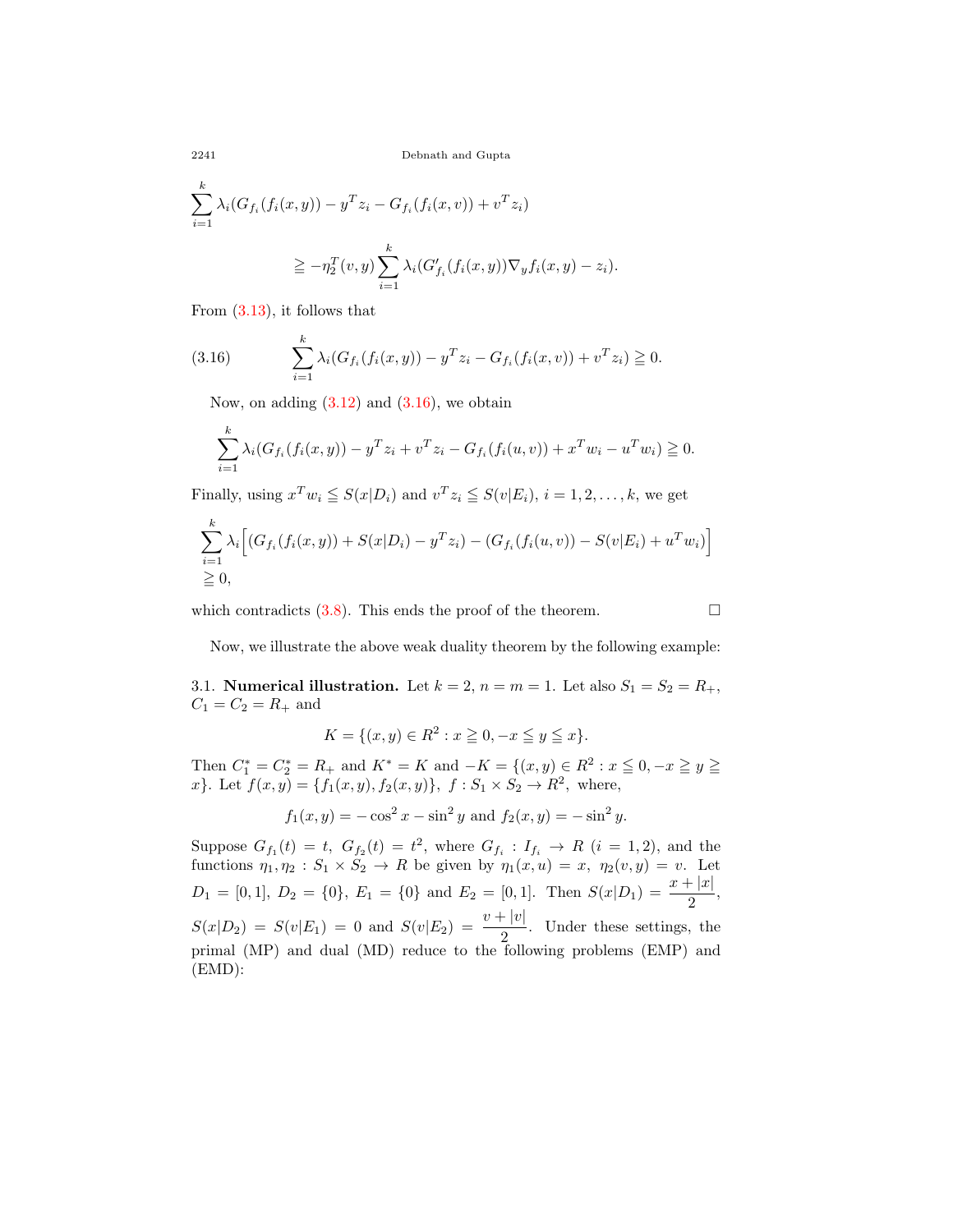$$\sum_{i=1}^{k} \lambda_i (G_{f_i}(f_i(x,y)) - y^T z_i - G_{f_i}(f_i(x,v)) + v^T z_i)$$

$$\geqq -\eta_2^T(v,y) \sum_{i=1}^{k} \lambda_i (G'_{f_i}(f_i(x,y)) \nabla_y f_i(x,y) - z_i).$$

From (3.13), it follows that

$$\sum_{i=1}^{k} \lambda_i (G_{f_i}(f_i(x,y)) - y^T z_i - G_{f_i}(f_i(x,v)) + v^T z_i) \geqq 0. \tag{3.16}$$

Now, on adding (3.12) and (3.16), we obtain

$$\sum_{i=1}^{k} \lambda_i (G_{f_i}(f_i(x,y)) - y^T z_i + v^T z_i - G_{f_i}(f_i(u,v)) + x^T w_i - u^T w_i) \geqq 0.$$

Finally, using $x^T w_i \leqq S(x|D_i)$ and $v^T z_i \leqq S(v|E_i)$, $i = 1, 2, \ldots, k$, we get

$$\sum_{i=1}^{k} \lambda_i \Big[ (G_{f_i}(f_i(x,y)) + S(x|D_i) - y^T z_i) - (G_{f_i}(f_i(u,v)) - S(v|E_i) + u^T w_i) \Big]$$
$$\geqq 0,$$

which contradicts (3.8). This ends the proof of the theorem. □

Now, we illustrate the above weak duality theorem by the following example:

3.1. **Numerical illustration.** Let $k = 2$, $n = m = 1$. Let also $S_1 = S_2 = R_+$, $C_1 = C_2 = R_+$ and

$$K = \{(x,y) \in R^2 : x \geqq 0, -x \leqq y \leqq x\}.$$

Then $C_1^* = C_2^* = R_+$ and $K^* = K$ and $-K = \{(x,y) \in R^2 : x \leqq 0, -x \geqq y \geqq x\}$. Let $f(x,y) = \{f_1(x,y), f_2(x,y)\}$, $f : S_1 \times S_2 \to R^2$, where,

$$f_1(x,y) = -\cos^2 x - \sin^2 y \text{ and } f_2(x,y) = -\sin^2 y.$$

Suppose $G_{f_1}(t) = t$, $G_{f_2}(t) = t^2$, where $G_{f_i} : I_{f_i} \to R$ $(i = 1, 2)$, and the functions $\eta_1, \eta_2 : S_1 \times S_2 \to R$ be given by $\eta_1(x,u) = x$, $\eta_2(v,y) = v$. Let $D_1 = [0,1]$, $D_2 = \{0\}$, $E_1 = \{0\}$ and $E_2 = [0,1]$. Then $S(x|D_1) = \dfrac{x + |x|}{2}$, $S(x|D_2) = S(v|E_1) = 0$ and $S(v|E_2) = \dfrac{v + |v|}{2}$. Under these settings, the primal (MP) and dual (MD) reduce to the following problems (EMP) and (EMD):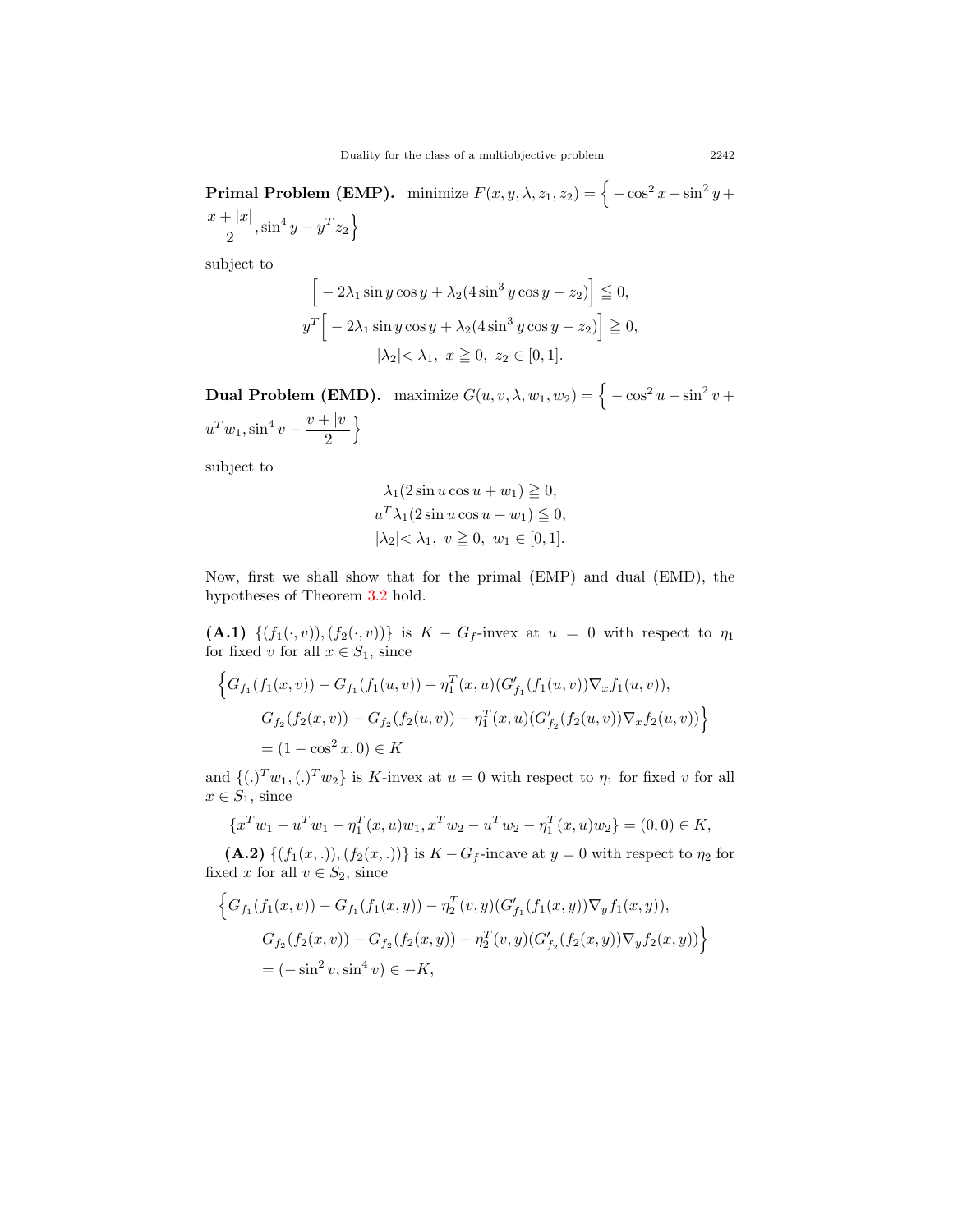**Primal Problem (EMP).** minimize $F(x, y, \lambda, z_1, z_2) = \Big\{ -\cos^2 x - \sin^2 y + \dfrac{x + |x|}{2}, \sin^4 y - y^T z_2 \Big\}$

subject to

$$\Big[ -2\lambda_1 \sin y \cos y + \lambda_2 (4 \sin^3 y \cos y - z_2) \Big] \leqq 0,$$

$$y^T \Big[ -2\lambda_1 \sin y \cos y + \lambda_2 (4 \sin^3 y \cos y - z_2) \Big] \geqq 0,$$

$$|\lambda_2| < \lambda_1, \; x \geqq 0, \; z_2 \in [0, 1].$$

**Dual Problem (EMD).** maximize $G(u, v, \lambda, w_1, w_2) = \Big\{ -\cos^2 u - \sin^2 v + u^T w_1, \sin^4 v - \dfrac{v + |v|}{2} \Big\}$

subject to

$$\lambda_1 (2 \sin u \cos u + w_1) \geqq 0,$$

$$u^T \lambda_1 (2 \sin u \cos u + w_1) \leqq 0,$$

$$|\lambda_2| < \lambda_1, \; v \geqq 0, \; w_1 \in [0, 1].$$

Now, first we shall show that for the primal (EMP) and dual (EMD), the hypotheses of Theorem 3.2 hold.

**(A.1)** $\{(f_1(\cdot, v)), (f_2(\cdot, v))\}$ is $K - G_f$-invex at $u = 0$ with respect to $\eta_1$ for fixed $v$ for all $x \in S_1$, since

$$\Big\{ G_{f_1}(f_1(x, v)) - G_{f_1}(f_1(u, v)) - \eta_1^T(x, u)(G'_{f_1}(f_1(u, v)) \nabla_x f_1(u, v)),$$
$$G_{f_2}(f_2(x, v)) - G_{f_2}(f_2(u, v)) - \eta_1^T(x, u)(G'_{f_2}(f_2(u, v)) \nabla_x f_2(u, v)) \Big\}$$
$$= (1 - \cos^2 x, 0) \in K$$

and $\{(.)^T w_1, (.)^T w_2\}$ is $K$-invex at $u = 0$ with respect to $\eta_1$ for fixed $v$ for all $x \in S_1$, since

$$\{ x^T w_1 - u^T w_1 - \eta_1^T(x, u) w_1, x^T w_2 - u^T w_2 - \eta_1^T(x, u) w_2 \} = (0, 0) \in K,$$

**(A.2)** $\{(f_1(x, .)), (f_2(x, .))\}$ is $K - G_f$-incave at $y = 0$ with respect to $\eta_2$ for fixed $x$ for all $v \in S_2$, since

$$\Big\{ G_{f_1}(f_1(x, v)) - G_{f_1}(f_1(x, y)) - \eta_2^T(v, y)(G'_{f_1}(f_1(x, y)) \nabla_y f_1(x, y)),$$
$$G_{f_2}(f_2(x, v)) - G_{f_2}(f_2(x, y)) - \eta_2^T(v, y)(G'_{f_2}(f_2(x, y)) \nabla_y f_2(x, y)) \Big\}$$
$$= (-\sin^2 v, \sin^4 v) \in -K,$$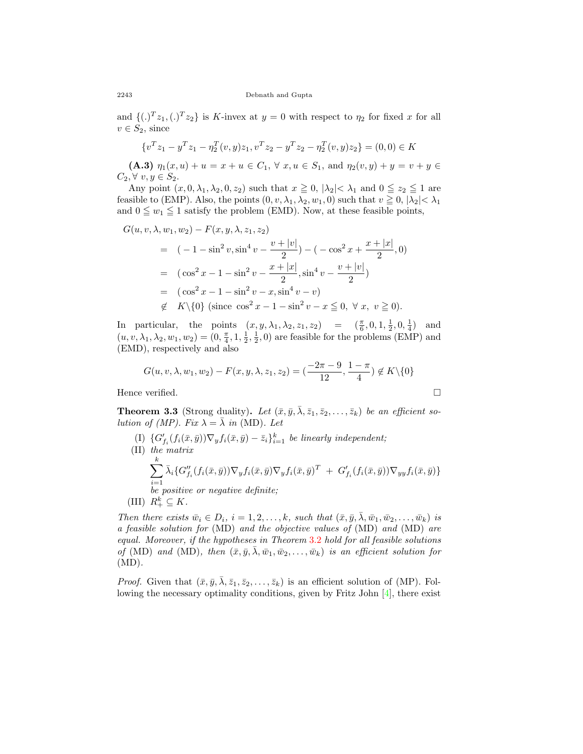and $\{(.)^T z_1, (.)^T z_2\}$ is $K$-invex at $y = 0$ with respect to $\eta_2$ for fixed $x$ for all $v \in S_2$, since

$$\{v^T z_1 - y^T z_1 - \eta_2^T(v,y) z_1, v^T z_2 - y^T z_2 - \eta_2^T(v,y) z_2\} = (0,0) \in K$$

**(A.3)** $\eta_1(x,u) + u = x + u \in C_1, \; \forall\; x, u \in S_1$, and $\eta_2(v,y) + y = v + y \in C_2, \forall\; v, y \in S_2$.

Any point $(x, 0, \lambda_1, \lambda_2, 0, z_2)$ such that $x \geqq 0$, $|\lambda_2| < \lambda_1$ and $0 \leqq z_2 \leqq 1$ are feasible to (EMP). Also, the points $(0, v, \lambda_1, \lambda_2, w_1, 0)$ such that $v \geqq 0$, $|\lambda_2| < \lambda_1$ and $0 \leqq w_1 \leqq 1$ satisfy the problem (EMD). Now, at these feasible points,

$$\begin{aligned}
G(u, v, \lambda, w_1, w_2) &- F(x, y, \lambda, z_1, z_2) \\
&= \;(-1 - \sin^2 v, \sin^4 v - \frac{v + |v|}{2}) - (-\cos^2 x + \frac{x + |x|}{2}, 0) \\
&= \;(\cos^2 x - 1 - \sin^2 v - \frac{x + |x|}{2}, \sin^4 v - \frac{v + |v|}{2}) \\
&= \;(\cos^2 x - 1 - \sin^2 v - x, \sin^4 v - v) \\
&\notin \; K \backslash \{0\} \text{ (since } \cos^2 x - 1 - \sin^2 v - x \leqq 0, \; \forall\; x, \; v \geqq 0).
\end{aligned}$$

In particular, the points $(x, y, \lambda_1, \lambda_2, z_1, z_2) = (\frac{\pi}{6}, 0, 1, \frac{1}{2}, 0, \frac{1}{4})$ and $(u, v, \lambda_1, \lambda_2, w_1, w_2) = (0, \frac{\pi}{4}, 1, \frac{1}{2}, \frac{1}{2}, 0)$ are feasible for the problems (EMP) and (EMD), respectively and also

$$G(u, v, \lambda, w_1, w_2) - F(x, y, \lambda, z_1, z_2) = (\frac{-2\pi - 9}{12}, \frac{1 - \pi}{4}) \notin K \backslash \{0\}$$

Hence verified. □

**Theorem 3.3** (Strong duality)**.** *Let $(\bar{x}, \bar{y}, \bar{\lambda}, \bar{z}_1, \bar{z}_2, \ldots, \bar{z}_k)$ be an efficient solution of (MP). Fix $\lambda = \bar{\lambda}$ in* (MD)*. Let*

(I) $\{G'_{f_i}(f_i(\bar{x}, \bar{y}))\nabla_y f_i(\bar{x}, \bar{y}) - \bar{z}_i\}_{i=1}^k$ *be linearly independent;*

(II) *the matrix*
$$\sum_{i=1}^k \bar{\lambda}_i \{G''_{f_i}(f_i(\bar{x}, \bar{y}))\nabla_y f_i(\bar{x}, \bar{y})\nabla_y f_i(\bar{x}, \bar{y})^T \; + \; G'_{f_i}(f_i(\bar{x}, \bar{y}))\nabla_{yy} f_i(\bar{x}, \bar{y})\}$$
*be positive or negative definite;*

(III) $R^k_+ \subseteq K$.

*Then there exists $\bar{w}_i \in D_i$, $i = 1, 2, \ldots, k$, such that $(\bar{x}, \bar{y}, \bar{\lambda}, \bar{w}_1, \bar{w}_2, \ldots, \bar{w}_k)$ is a feasible solution for* (MD) *and the objective values of* (MD) *and* (MD) *are equal. Moreover, if the hypotheses in Theorem 3.2 hold for all feasible solutions of* (MD) *and* (MD)*, then $(\bar{x}, \bar{y}, \bar{\lambda}, \bar{w}_1, \bar{w}_2, \ldots, \bar{w}_k)$ is an efficient solution for* (MD).

*Proof.* Given that $(\bar{x}, \bar{y}, \bar{\lambda}, \bar{z}_1, \bar{z}_2, \ldots, \bar{z}_k)$ is an efficient solution of (MP). Following the necessary optimality conditions, given by Fritz John [4], there exist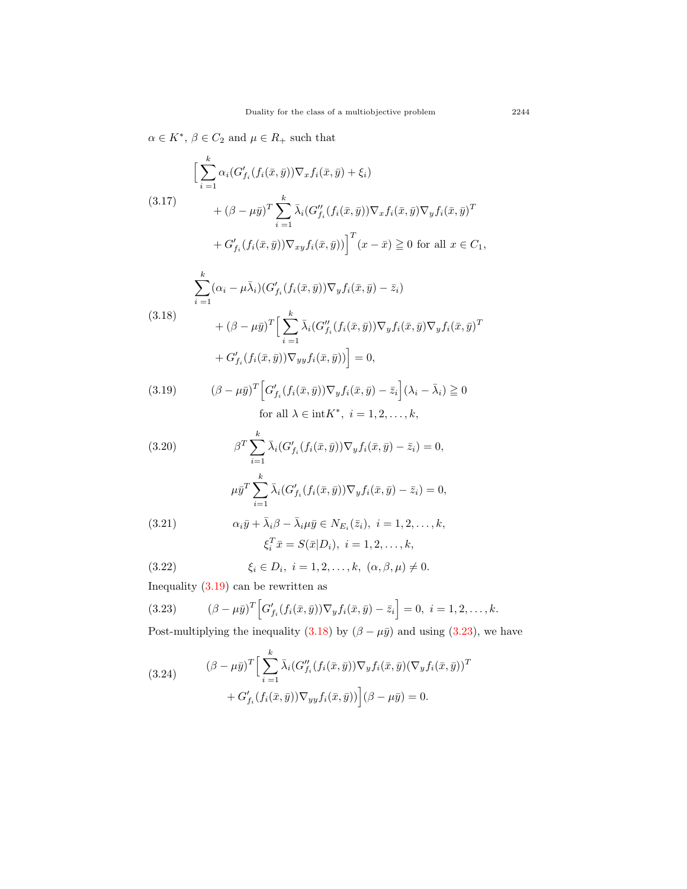$\alpha \in K^*$, $\beta \in C_2$ and $\mu \in R_+$ such that

$$\Big[\sum_{i=1}^{k} \alpha_i (G'_{f_i}(f_i(\bar{x},\bar{y}))\nabla_x f_i(\bar{x},\bar{y}) + \xi_i) + (\beta - \mu\bar{y})^T \sum_{i=1}^{k} \bar{\lambda}_i (G''_{f_i}(f_i(\bar{x},\bar{y}))\nabla_x f_i(\bar{x},\bar{y})\nabla_y f_i(\bar{x},\bar{y})^T + G'_{f_i}(f_i(\bar{x},\bar{y}))\nabla_{xy} f_i(\bar{x},\bar{y}))\Big]^T (x - \bar{x}) \geqq 0 \text{ for all } x \in C_1, \tag{3.17}$$

$$\sum_{i=1}^{k} (\alpha_i - \mu\bar{\lambda}_i)(G'_{f_i}(f_i(\bar{x},\bar{y}))\nabla_y f_i(\bar{x},\bar{y}) - \bar{z}_i) + (\beta - \mu\bar{y})^T \Big[\sum_{i=1}^{k} \bar{\lambda}_i (G''_{f_i}(f_i(\bar{x},\bar{y}))\nabla_y f_i(\bar{x},\bar{y})\nabla_y f_i(\bar{x},\bar{y})^T + G'_{f_i}(f_i(\bar{x},\bar{y}))\nabla_{yy} f_i(\bar{x},\bar{y}))\Big] = 0, \tag{3.18}$$

$$(\beta - \mu\bar{y})^T \Big[G'_{f_i}(f_i(\bar{x},\bar{y}))\nabla_y f_i(\bar{x},\bar{y}) - \bar{z}_i\Big](\lambda_i - \bar{\lambda}_i) \geqq 0 \quad \text{for all } \lambda \in \operatorname{int} K^*, \ i = 1,2,\ldots,k, \tag{3.19}$$

$$\beta^T \sum_{i=1}^{k} \bar{\lambda}_i (G'_{f_i}(f_i(\bar{x},\bar{y}))\nabla_y f_i(\bar{x},\bar{y}) - \bar{z}_i) = 0, \tag{3.20}$$

$$\mu\bar{y}^T \sum_{i=1}^{k} \bar{\lambda}_i (G'_{f_i}(f_i(\bar{x},\bar{y}))\nabla_y f_i(\bar{x},\bar{y}) - \bar{z}_i) = 0,$$

$$\alpha_i \bar{y} + \bar{\lambda}_i \beta - \bar{\lambda}_i \mu\bar{y} \in N_{E_i}(\bar{z}_i), \ i = 1,2,\ldots,k, \tag{3.21}$$

$$\xi_i^T \bar{x} = S(\bar{x}|D_i), \ i = 1,2,\ldots,k,$$

$$\xi_i \in D_i, \ i = 1,2,\ldots,k, \ (\alpha, \beta, \mu) \neq 0. \tag{3.22}$$

Inequality (3.19) can be rewritten as

$$(\beta - \mu\bar{y})^T \Big[G'_{f_i}(f_i(\bar{x},\bar{y}))\nabla_y f_i(\bar{x},\bar{y}) - \bar{z}_i\Big] = 0, \ i = 1,2,\ldots,k. \tag{3.23}$$

Post-multiplying the inequality (3.18) by $(\beta - \mu\bar{y})$ and using (3.23), we have

$$(\beta - \mu\bar{y})^T \Big[\sum_{i=1}^{k} \bar{\lambda}_i (G''_{f_i}(f_i(\bar{x},\bar{y}))\nabla_y f_i(\bar{x},\bar{y})(\nabla_y f_i(\bar{x},\bar{y}))^T + G'_{f_i}(f_i(\bar{x},\bar{y}))\nabla_{yy} f_i(\bar{x},\bar{y}))\Big](\beta - \mu\bar{y}) = 0. \tag{3.24}$$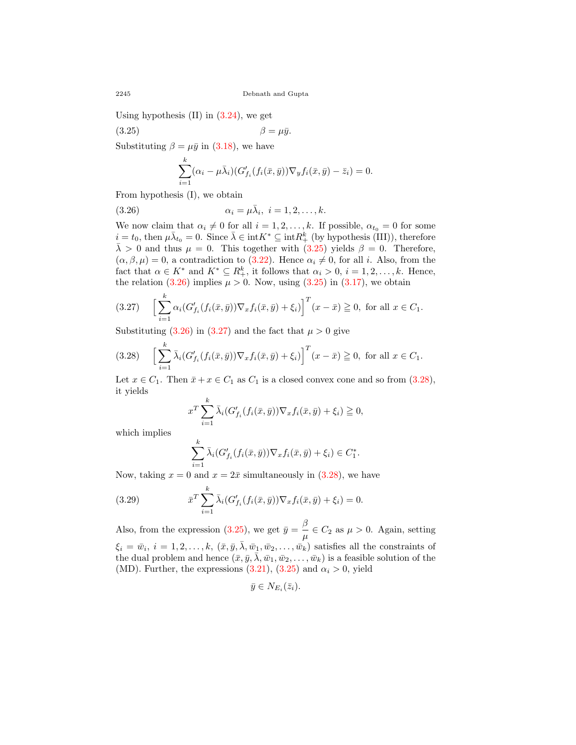Using hypothesis (II) in (3.24), we get

$$\beta = \mu\bar{y}. \tag{3.25}$$

Substituting $\beta = \mu\bar{y}$ in (3.18), we have

$$\sum_{i=1}^{k}(\alpha_i - \mu\bar{\lambda}_i)(G'_{f_i}(f_i(\bar{x},\bar{y}))\nabla_y f_i(\bar{x},\bar{y}) - \bar{z}_i) = 0.$$

From hypothesis (I), we obtain

$$\alpha_i = \mu\bar{\lambda}_i,\ i = 1, 2, \ldots, k. \tag{3.26}$$

We now claim that $\alpha_i \neq 0$ for all $i = 1, 2, \ldots, k$. If possible, $\alpha_{t_0} = 0$ for some $i = t_0$, then $\mu\bar{\lambda}_{t_0} = 0$. Since $\bar{\lambda} \in \text{int}K^* \subseteq \text{int}R^k_+$ (by hypothesis (III)), therefore $\bar{\lambda} > 0$ and thus $\mu = 0$. This together with (3.25) yields $\beta = 0$. Therefore, $(\alpha, \beta, \mu) = 0$, a contradiction to (3.22). Hence $\alpha_i \neq 0$, for all $i$. Also, from the fact that $\alpha \in K^*$ and $K^* \subseteq R^k_+$, it follows that $\alpha_i > 0$, $i = 1, 2, \ldots, k$. Hence, the relation (3.26) implies $\mu > 0$. Now, using (3.25) in (3.17), we obtain

$$\Big[\sum_{i=1}^{k}\alpha_i(G'_{f_i}(f_i(\bar{x},\bar{y}))\nabla_x f_i(\bar{x},\bar{y}) + \xi_i)\Big]^T(x - \bar{x}) \geqq 0, \text{ for all } x \in C_1. \tag{3.27}$$

Substituting (3.26) in (3.27) and the fact that $\mu > 0$ give

$$\Big[\sum_{i=1}^{k}\bar{\lambda}_i(G'_{f_i}(f_i(\bar{x},\bar{y}))\nabla_x f_i(\bar{x},\bar{y}) + \xi_i)\Big]^T(x - \bar{x}) \geqq 0, \text{ for all } x \in C_1. \tag{3.28}$$

Let $x \in C_1$. Then $\bar{x} + x \in C_1$ as $C_1$ is a closed convex cone and so from (3.28), it yields

$$x^T\sum_{i=1}^{k}\bar{\lambda}_i(G'_{f_i}(f_i(\bar{x},\bar{y}))\nabla_x f_i(\bar{x},\bar{y}) + \xi_i) \geqq 0,$$

which implies

$$\sum_{i=1}^{k}\bar{\lambda}_i(G'_{f_i}(f_i(\bar{x},\bar{y}))\nabla_x f_i(\bar{x},\bar{y}) + \xi_i) \in C_1^*.$$

Now, taking $x = 0$ and $x = 2\bar{x}$ simultaneously in (3.28), we have

$$\bar{x}^T\sum_{i=1}^{k}\bar{\lambda}_i(G'_{f_i}(f_i(\bar{x},\bar{y}))\nabla_x f_i(\bar{x},\bar{y}) + \xi_i) = 0. \tag{3.29}$$

Also, from the expression (3.25), we get $\bar{y} = \dfrac{\beta}{\mu} \in C_2$ as $\mu > 0$. Again, setting $\xi_i = \bar{w}_i$, $i = 1, 2, \ldots, k$, $(\bar{x}, \bar{y}, \bar{\lambda}, \bar{w}_1, \bar{w}_2, \ldots, \bar{w}_k)$ satisfies all the constraints of the dual problem and hence $(\bar{x}, \bar{y}, \bar{\lambda}, \bar{w}_1, \bar{w}_2, \ldots, \bar{w}_k)$ is a feasible solution of the (MD). Further, the expressions (3.21), (3.25) and $\alpha_i > 0$, yield

$$\bar{y} \in N_{E_i}(\bar{z}_i).$$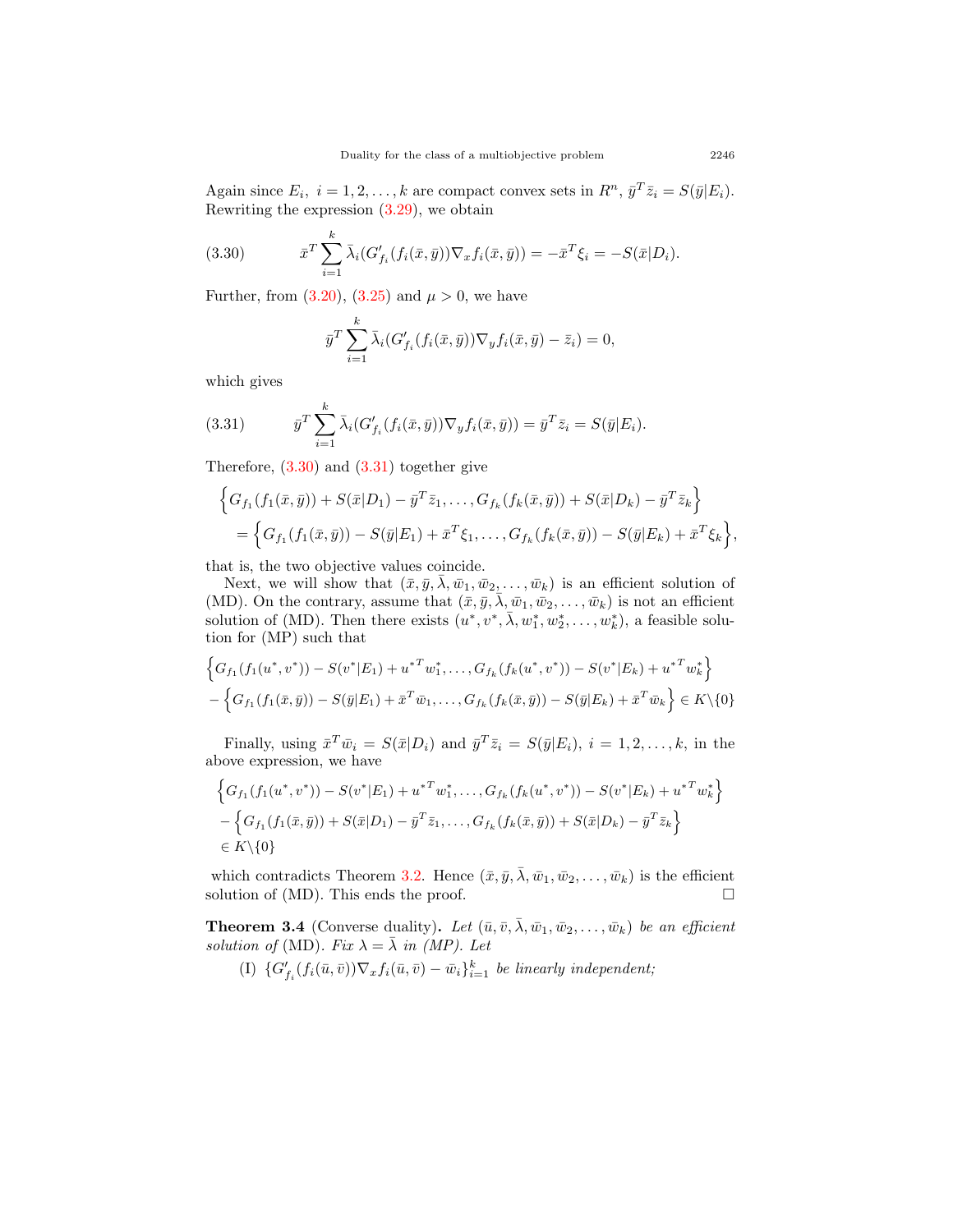Again since $E_i,\ i = 1, 2, \ldots, k$ are compact convex sets in $R^n$, $\bar{y}^T\bar{z}_i = S(\bar{y}|E_i)$. Rewriting the expression (3.29), we obtain

$$\bar{x}^T \sum_{i=1}^{k} \bar{\lambda}_i (G'_{f_i}(f_i(\bar{x}, \bar{y}))\nabla_x f_i(\bar{x}, \bar{y})) = -\bar{x}^T\xi_i = -S(\bar{x}|D_i). \tag{3.30}$$

Further, from (3.20), (3.25) and $\mu > 0$, we have

$$\bar{y}^T \sum_{i=1}^{k} \bar{\lambda}_i (G'_{f_i}(f_i(\bar{x}, \bar{y}))\nabla_y f_i(\bar{x}, \bar{y}) - \bar{z}_i) = 0,$$

which gives

$$\bar{y}^T \sum_{i=1}^{k} \bar{\lambda}_i (G'_{f_i}(f_i(\bar{x}, \bar{y}))\nabla_y f_i(\bar{x}, \bar{y})) = \bar{y}^T\bar{z}_i = S(\bar{y}|E_i). \tag{3.31}$$

Therefore, (3.30) and (3.31) together give

$$\begin{aligned}
&\Big\{G_{f_1}(f_1(\bar{x}, \bar{y})) + S(\bar{x}|D_1) - \bar{y}^T\bar{z}_1, \ldots, G_{f_k}(f_k(\bar{x}, \bar{y})) + S(\bar{x}|D_k) - \bar{y}^T\bar{z}_k\Big\} \\
&\quad = \Big\{G_{f_1}(f_1(\bar{x}, \bar{y})) - S(\bar{y}|E_1) + \bar{x}^T\xi_1, \ldots, G_{f_k}(f_k(\bar{x}, \bar{y})) - S(\bar{y}|E_k) + \bar{x}^T\xi_k\Big\},
\end{aligned}$$

that is, the two objective values coincide.

Next, we will show that $(\bar{x}, \bar{y}, \bar{\lambda}, \bar{w}_1, \bar{w}_2, \ldots, \bar{w}_k)$ is an efficient solution of (MD). On the contrary, assume that $(\bar{x}, \bar{y}, \bar{\lambda}, \bar{w}_1, \bar{w}_2, \ldots, \bar{w}_k)$ is not an efficient solution of (MD). Then there exists $(u^*, v^*, \bar{\lambda}, w_1^*, w_2^*, \ldots, w_k^*)$, a feasible solution for (MP) such that

$$\begin{aligned}
&\Big\{G_{f_1}(f_1(u^*, v^*)) - S(v^*|E_1) + {u^*}^T w_1^*, \ldots, G_{f_k}(f_k(u^*, v^*)) - S(v^*|E_k) + {u^*}^T w_k^*\Big\} \\
&- \Big\{G_{f_1}(f_1(\bar{x}, \bar{y})) - S(\bar{y}|E_1) + \bar{x}^T\bar{w}_1, \ldots, G_{f_k}(f_k(\bar{x}, \bar{y})) - S(\bar{y}|E_k) + \bar{x}^T\bar{w}_k\Big\} \in K\backslash\{0\}
\end{aligned}$$

Finally, using $\bar{x}^T\bar{w}_i = S(\bar{x}|D_i)$ and $\bar{y}^T\bar{z}_i = S(\bar{y}|E_i),\ i = 1, 2, \ldots, k$, in the above expression, we have

$$\begin{aligned}
&\Big\{G_{f_1}(f_1(u^*, v^*)) - S(v^*|E_1) + {u^*}^T w_1^*, \ldots, G_{f_k}(f_k(u^*, v^*)) - S(v^*|E_k) + {u^*}^T w_k^*\Big\} \\
&- \Big\{G_{f_1}(f_1(\bar{x}, \bar{y})) + S(\bar{x}|D_1) - \bar{y}^T\bar{z}_1, \ldots, G_{f_k}(f_k(\bar{x}, \bar{y})) + S(\bar{x}|D_k) - \bar{y}^T\bar{z}_k\Big\} \\
&\in K\backslash\{0\}
\end{aligned}$$

which contradicts Theorem 3.2. Hence $(\bar{x}, \bar{y}, \bar{\lambda}, \bar{w}_1, \bar{w}_2, \ldots, \bar{w}_k)$ is the efficient solution of (MD). This ends the proof. □

**Theorem 3.4** (Converse duality)**.** *Let $(\bar{u}, \bar{v}, \bar{\lambda}, \bar{w}_1, \bar{w}_2, \ldots, \bar{w}_k)$ be an efficient solution of* (MD). *Fix $\lambda = \bar{\lambda}$ in (MP). Let*

(I) *$\{G'_{f_i}(f_i(\bar{u}, \bar{v}))\nabla_x f_i(\bar{u}, \bar{v}) - \bar{w}_i\}_{i=1}^{k}$ be linearly independent;*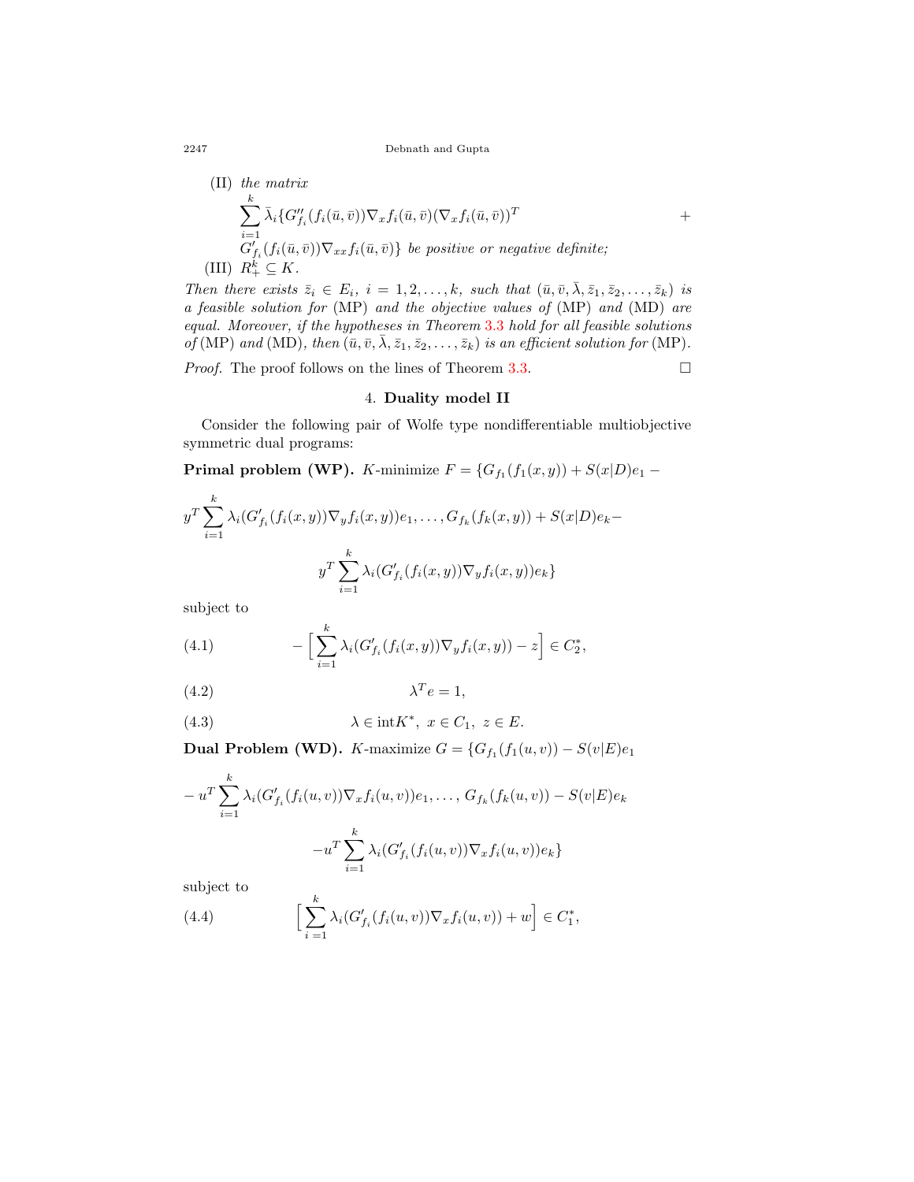(II) *the matrix*

$$\sum_{i=1}^{k} \bar{\lambda}_i \{ G''_{f_i}(f_i(\bar{u},\bar{v})) \nabla_x f_i(\bar{u},\bar{v}) (\nabla_x f_i(\bar{u},\bar{v}))^T + G'_{f_i}(f_i(\bar{u},\bar{v})) \nabla_{xx} f_i(\bar{u},\bar{v}) \}$$ *be positive or negative definite;*

(III) $R^k_+ \subseteq K$.

*Then there exists $\bar{z}_i \in E_i$, $i = 1, 2, \ldots, k$, such that $(\bar{u}, \bar{v}, \bar{\lambda}, \bar{z}_1, \bar{z}_2, \ldots, \bar{z}_k)$ is a feasible solution for* (MP) *and the objective values of* (MP) *and* (MD) *are equal. Moreover, if the hypotheses in Theorem 3.3 hold for all feasible solutions of* (MP) *and* (MD)*, then $(\bar{u}, \bar{v}, \bar{\lambda}, \bar{z}_1, \bar{z}_2, \ldots, \bar{z}_k)$ is an efficient solution for* (MP).

*Proof.* The proof follows on the lines of Theorem 3.3. □

## 4. Duality model II

Consider the following pair of Wolfe type nondifferentiable multiobjective symmetric dual programs:

**Primal problem (WP).** $K$-minimize $F = \{G_{f_1}(f_1(x,y)) + S(x|D)e_1 - y^T \sum_{i=1}^{k} \lambda_i (G'_{f_i}(f_i(x,y)) \nabla_y f_i(x,y)) e_1, \ldots, G_{f_k}(f_k(x,y)) + S(x|D)e_k - y^T \sum_{i=1}^{k} \lambda_i (G'_{f_i}(f_i(x,y)) \nabla_y f_i(x,y)) e_k\}$

subject to

$$-\Big[ \sum_{i=1}^{k} \lambda_i (G'_{f_i}(f_i(x,y)) \nabla_y f_i(x,y)) - z \Big] \in C_2^*, \tag{4.1}$$

$$\lambda^T e = 1, \tag{4.2}$$

$$\lambda \in \operatorname{int} K^*, \ x \in C_1, \ z \in E. \tag{4.3}$$

**Dual Problem (WD).** $K$-maximize $G = \{G_{f_1}(f_1(u,v)) - S(v|E)e_1 - u^T \sum_{i=1}^{k} \lambda_i (G'_{f_i}(f_i(u,v)) \nabla_x f_i(u,v)) e_1, \ldots, G_{f_k}(f_k(u,v)) - S(v|E)e_k - u^T \sum_{i=1}^{k} \lambda_i (G'_{f_i}(f_i(u,v)) \nabla_x f_i(u,v)) e_k\}$

subject to

$$\Big[ \sum_{i=1}^{k} \lambda_i (G'_{f_i}(f_i(u,v)) \nabla_x f_i(u,v)) + w \Big] \in C_1^*, \tag{4.4}$$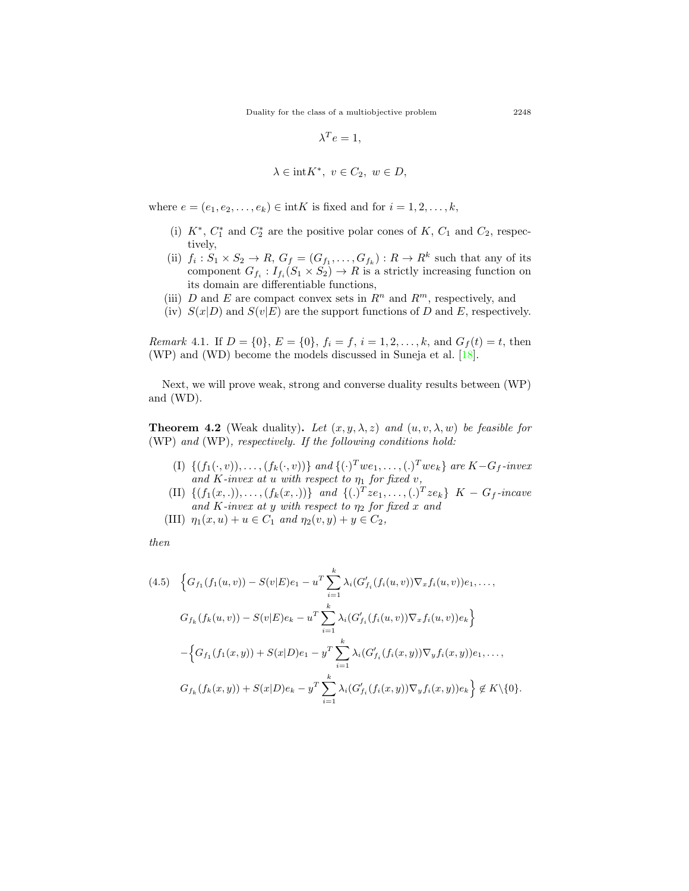$$\lambda^T e = 1,$$

$$\lambda \in \text{int}K^*,\ v \in C_2,\ w \in D,$$

where $e = (e_1, e_2, \ldots, e_k) \in \text{int}K$ is fixed and for $i = 1, 2, \ldots, k$,

- (i) $K^*$, $C_1^*$ and $C_2^*$ are the positive polar cones of $K$, $C_1$ and $C_2$, respectively,
- (ii) $f_i : S_1 \times S_2 \to R$, $G_f = (G_{f_1}, \ldots, G_{f_k}) : R \to R^k$ such that any of its component $G_{f_i} : I_{f_i}(S_1 \times S_2) \to R$ is a strictly increasing function on its domain are differentiable functions,
- (iii) $D$ and $E$ are compact convex sets in $R^n$ and $R^m$, respectively, and
- (iv) $S(x|D)$ and $S(v|E)$ are the support functions of $D$ and $E$, respectively.

*Remark* 4.1. If $D = \{0\}$, $E = \{0\}$, $f_i = f$, $i = 1, 2, \ldots, k$, and $G_f(t) = t$, then (WP) and (WD) become the models discussed in Suneja et al. [18].

Next, we will prove weak, strong and converse duality results between (WP) and (WD).

**Theorem 4.2** (Weak duality)**.** *Let $(x, y, \lambda, z)$ and $(u, v, \lambda, w)$ be feasible for* (WP) *and* (WP)*, respectively. If the following conditions hold:*

- (I) $\{(f_1(\cdot, v)), \ldots, (f_k(\cdot, v))\}$ *and* $\{(\cdot)^T we_1, \ldots, (.)^T we_k\}$ *are* $K-G_f$*-invex and* $K$*-invex at* $u$ *with respect to* $\eta_1$ *for fixed* $v$*,*
- (II) $\{(f_1(x, .)), \ldots, (f_k(x, .))\}$ *and* $\{(.)^T ze_1, \ldots, (.)^T ze_k\}$ $K - G_f$*-incave and* $K$*-invex at* $y$ *with respect to* $\eta_2$ *for fixed* $x$ *and*
- (III) $\eta_1(x, u) + u \in C_1$ *and* $\eta_2(v, y) + y \in C_2$*,*

*then*

$$\begin{aligned}
(4.5)\quad & \Big\{G_{f_1}(f_1(u, v)) - S(v|E)e_1 - u^T \sum_{i=1}^{k} \lambda_i (G'_{f_i}(f_i(u, v))\nabla_x f_i(u, v))e_1, \ldots, \\
& G_{f_k}(f_k(u, v)) - S(v|E)e_k - u^T \sum_{i=1}^{k} \lambda_i (G'_{f_i}(f_i(u, v))\nabla_x f_i(u, v))e_k\Big\} \\
& -\Big\{G_{f_1}(f_1(x, y)) + S(x|D)e_1 - y^T \sum_{i=1}^{k} \lambda_i (G'_{f_i}(f_i(x, y))\nabla_y f_i(x, y))e_1, \ldots, \\
& G_{f_k}(f_k(x, y)) + S(x|D)e_k - y^T \sum_{i=1}^{k} \lambda_i (G'_{f_i}(f_i(x, y))\nabla_y f_i(x, y))e_k\Big\} \notin K\backslash\{0\}.
\end{aligned}$$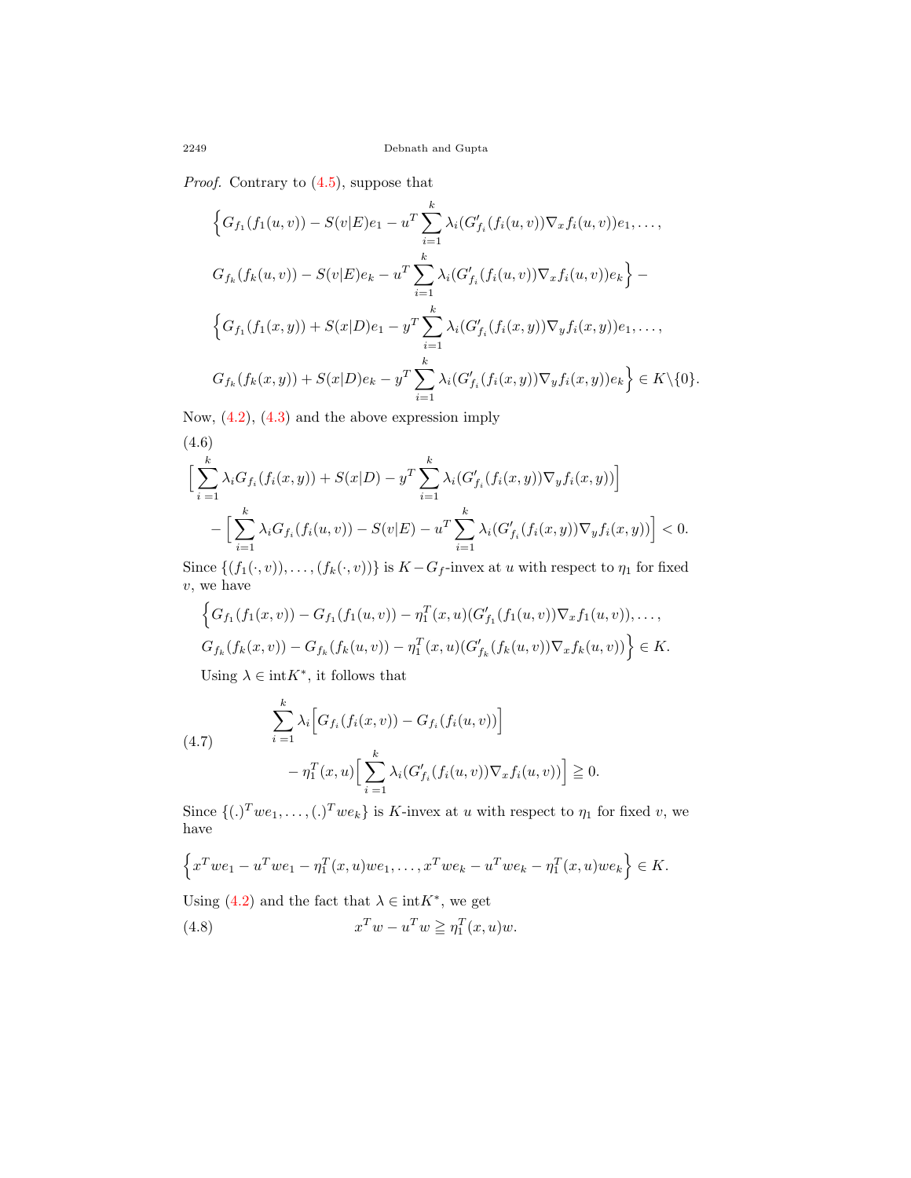*Proof.* Contrary to (4.5), suppose that

$$
\begin{aligned}
&\Big\{ G_{f_1}(f_1(u,v)) - S(v|E)e_1 - u^T \sum_{i=1}^{k} \lambda_i (G'_{f_i}(f_i(u,v))\nabla_x f_i(u,v))e_1, \ldots, \\
&G_{f_k}(f_k(u,v)) - S(v|E)e_k - u^T \sum_{i=1}^{k} \lambda_i (G'_{f_i}(f_i(u,v))\nabla_x f_i(u,v))e_k \Big\} - \\
&\Big\{ G_{f_1}(f_1(x,y)) + S(x|D)e_1 - y^T \sum_{i=1}^{k} \lambda_i (G'_{f_i}(f_i(x,y))\nabla_y f_i(x,y))e_1, \ldots, \\
&G_{f_k}(f_k(x,y)) + S(x|D)e_k - y^T \sum_{i=1}^{k} \lambda_i (G'_{f_i}(f_i(x,y))\nabla_y f_i(x,y))e_k \Big\} \in K \backslash \{0\}.
\end{aligned}
$$

Now, (4.2), (4.3) and the above expression imply

(4.6)

$$
\begin{aligned}
&\Big[ \sum_{i=1}^{k} \lambda_i G_{f_i}(f_i(x,y)) + S(x|D) - y^T \sum_{i=1}^{k} \lambda_i (G'_{f_i}(f_i(x,y))\nabla_y f_i(x,y)) \Big] \\
&\quad - \Big[ \sum_{i=1}^{k} \lambda_i G_{f_i}(f_i(u,v)) - S(v|E) - u^T \sum_{i=1}^{k} \lambda_i (G'_{f_i}(f_i(x,y))\nabla_y f_i(x,y)) \Big] < 0.
\end{aligned}
$$

Since $\{(f_1(\cdot,v)),\ldots,(f_k(\cdot,v))\}$ is $K-G_f$-invex at $u$ with respect to $\eta_1$ for fixed $v$, we have

$$
\begin{aligned}
&\Big\{ G_{f_1}(f_1(x,v)) - G_{f_1}(f_1(u,v)) - \eta_1^T(x,u)(G'_{f_1}(f_1(u,v))\nabla_x f_1(u,v)), \ldots, \\
&G_{f_k}(f_k(x,v)) - G_{f_k}(f_k(u,v)) - \eta_1^T(x,u)(G'_{f_k}(f_k(u,v))\nabla_x f_k(u,v)) \Big\} \in K.
\end{aligned}
$$

Using $\lambda \in \mathrm{int}K^*$, it follows that

$$
\begin{aligned}
&\sum_{i=1}^{k} \lambda_i \Big[ G_{f_i}(f_i(x,v)) - G_{f_i}(f_i(u,v)) \Big] \\
&\quad - \eta_1^T(x,u) \Big[ \sum_{i=1}^{k} \lambda_i (G'_{f_i}(f_i(u,v))\nabla_x f_i(u,v)) \Big] \geqq 0.
\end{aligned}
\tag{4.7}
$$

Since $\{(.)^T we_1,\ldots,(.)^T we_k\}$ is $K$-invex at $u$ with respect to $\eta_1$ for fixed $v$, we have

$$
\Big\{ x^T we_1 - u^T we_1 - \eta_1^T(x,u)we_1, \ldots, x^T we_k - u^T we_k - \eta_1^T(x,u)we_k \Big\} \in K.
$$

Using (4.2) and the fact that $\lambda \in \mathrm{int}K^*$, we get

$$
x^T w - u^T w \geqq \eta_1^T(x,u)w. \tag{4.8}
$$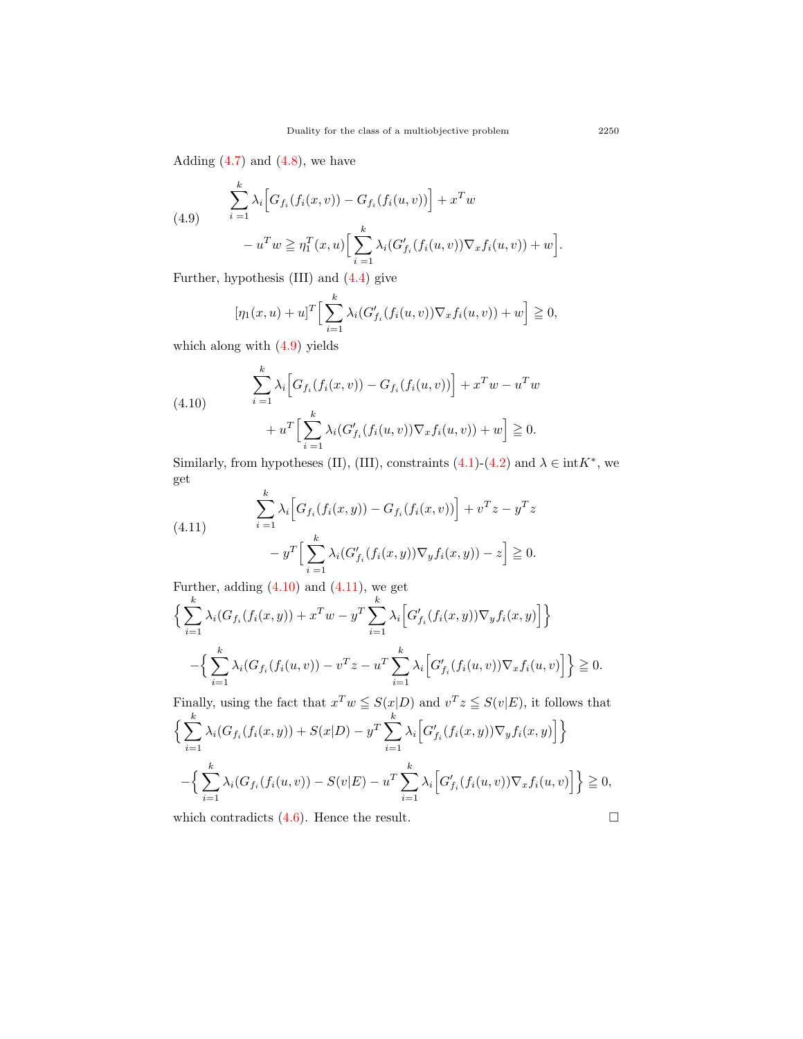Adding (4.7) and (4.8), we have

$$
\begin{aligned}
(4.9) \qquad & \sum_{i=1}^{k} \lambda_i \Big[ G_{f_i}(f_i(x,v)) - G_{f_i}(f_i(u,v)) \Big] + x^T w \\
& - u^T w \geqq \eta_1^T(x,u) \Big[ \sum_{i=1}^{k} \lambda_i (G'_{f_i}(f_i(u,v)) \nabla_x f_i(u,v)) + w \Big].
\end{aligned}
$$

Further, hypothesis (III) and (4.4) give

$$
[\eta_1(x,u) + u]^T \Big[ \sum_{i=1}^{k} \lambda_i (G'_{f_i}(f_i(u,v)) \nabla_x f_i(u,v)) + w \Big] \geqq 0,
$$

which along with (4.9) yields

$$
\begin{aligned}
(4.10) \qquad & \sum_{i=1}^{k} \lambda_i \Big[ G_{f_i}(f_i(x,v)) - G_{f_i}(f_i(u,v)) \Big] + x^T w - u^T w \\
& + u^T \Big[ \sum_{i=1}^{k} \lambda_i (G'_{f_i}(f_i(u,v)) \nabla_x f_i(u,v)) + w \Big] \geqq 0.
\end{aligned}
$$

Similarly, from hypotheses (II), (III), constraints (4.1)-(4.2) and $\lambda \in \operatorname{int} K^*$, we get

$$
\begin{aligned}
(4.11) \qquad & \sum_{i=1}^{k} \lambda_i \Big[ G_{f_i}(f_i(x,y)) - G_{f_i}(f_i(x,v)) \Big] + v^T z - y^T z \\
& - y^T \Big[ \sum_{i=1}^{k} \lambda_i (G'_{f_i}(f_i(x,y)) \nabla_y f_i(x,y)) - z \Big] \geqq 0.
\end{aligned}
$$

Further, adding (4.10) and (4.11), we get

$$
\begin{aligned}
& \Big\{ \sum_{i=1}^{k} \lambda_i (G_{f_i}(f_i(x,y)) + x^T w - y^T \sum_{i=1}^{k} \lambda_i \Big[ G'_{f_i}(f_i(x,y)) \nabla_y f_i(x,y) \Big] \Big\} \\
& - \Big\{ \sum_{i=1}^{k} \lambda_i (G_{f_i}(f_i(u,v)) - v^T z - u^T \sum_{i=1}^{k} \lambda_i \Big[ G'_{f_i}(f_i(u,v)) \nabla_x f_i(u,v) \Big] \Big\} \geqq 0.
\end{aligned}
$$

Finally, using the fact that $x^T w \leqq S(x|D)$ and $v^T z \leqq S(v|E)$, it follows that

$$
\begin{aligned}
& \Big\{ \sum_{i=1}^{k} \lambda_i (G_{f_i}(f_i(x,y)) + S(x|D) - y^T \sum_{i=1}^{k} \lambda_i \Big[ G'_{f_i}(f_i(x,y)) \nabla_y f_i(x,y) \Big] \Big\} \\
& - \Big\{ \sum_{i=1}^{k} \lambda_i (G_{f_i}(f_i(u,v)) - S(v|E) - u^T \sum_{i=1}^{k} \lambda_i \Big[ G'_{f_i}(f_i(u,v)) \nabla_x f_i(u,v) \Big] \Big\} \geqq 0,
\end{aligned}
$$

which contradicts (4.6). Hence the result. □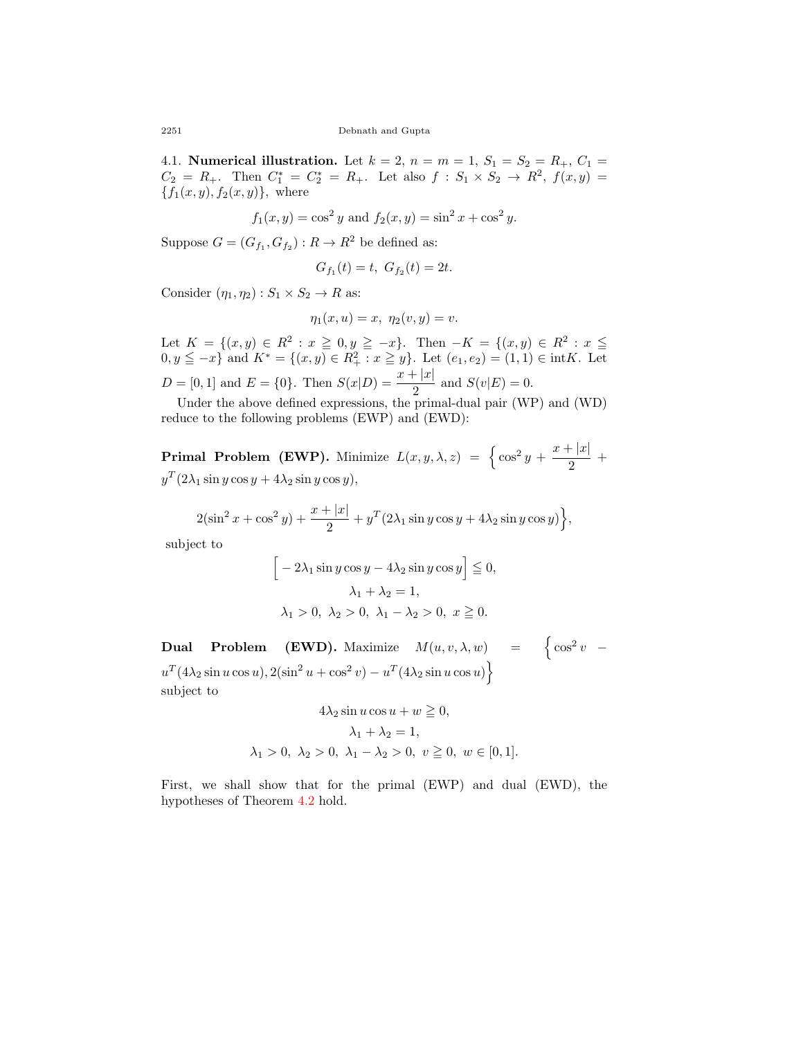4.1. **Numerical illustration.** Let $k = 2$, $n = m = 1$, $S_1 = S_2 = R_+$, $C_1 = C_2 = R_+$. Then $C_1^* = C_2^* = R_+$. Let also $f : S_1 \times S_2 \to R^2$, $f(x, y) = \{f_1(x, y), f_2(x, y)\}$, where

$$f_1(x, y) = \cos^2 y \text{ and } f_2(x, y) = \sin^2 x + \cos^2 y.$$

Suppose $G = (G_{f_1}, G_{f_2}) : R \to R^2$ be defined as:

$$G_{f_1}(t) = t, \ G_{f_2}(t) = 2t.$$

Consider $(\eta_1, \eta_2) : S_1 \times S_2 \to R$ as:

$$\eta_1(x, u) = x, \ \eta_2(v, y) = v.$$

Let $K = \{(x, y) \in R^2 : x \geqq 0, y \geqq -x\}$. Then $-K = \{(x, y) \in R^2 : x \leqq 0, y \leqq -x\}$ and $K^* = \{(x, y) \in R^2_+ : x \geqq y\}$. Let $(e_1, e_2) = (1, 1) \in \text{int}K$. Let $D = [0, 1]$ and $E = \{0\}$. Then $S(x|D) = \dfrac{x + |x|}{2}$ and $S(v|E) = 0$.

Under the above defined expressions, the primal-dual pair (WP) and (WD) reduce to the following problems (EWP) and (EWD):

**Primal Problem (EWP).** Minimize $L(x, y, \lambda, z) = \Big\{ \cos^2 y + \dfrac{x + |x|}{2} + y^T (2\lambda_1 \sin y \cos y + 4\lambda_2 \sin y \cos y),$

$$2(\sin^2 x + \cos^2 y) + \frac{x + |x|}{2} + y^T (2\lambda_1 \sin y \cos y + 4\lambda_2 \sin y \cos y) \Big\},$$

subject to

$$\Big[ -2\lambda_1 \sin y \cos y - 4\lambda_2 \sin y \cos y \Big] \leqq 0,$$

$$\lambda_1 + \lambda_2 = 1,$$

$$\lambda_1 > 0, \ \lambda_2 > 0, \ \lambda_1 - \lambda_2 > 0, \ x \geqq 0.$$

**Dual Problem (EWD).** Maximize $M(u, v, \lambda, w) = \Big\{ \cos^2 v - u^T (4\lambda_2 \sin u \cos u), 2(\sin^2 u + \cos^2 v) - u^T (4\lambda_2 \sin u \cos u) \Big\}$

subject to

$$4\lambda_2 \sin u \cos u + w \geqq 0,$$

$$\lambda_1 + \lambda_2 = 1,$$

$$\lambda_1 > 0, \ \lambda_2 > 0, \ \lambda_1 - \lambda_2 > 0, \ v \geqq 0, \ w \in [0, 1].$$

First, we shall show that for the primal (EWP) and dual (EWD), the hypotheses of Theorem 4.2 hold.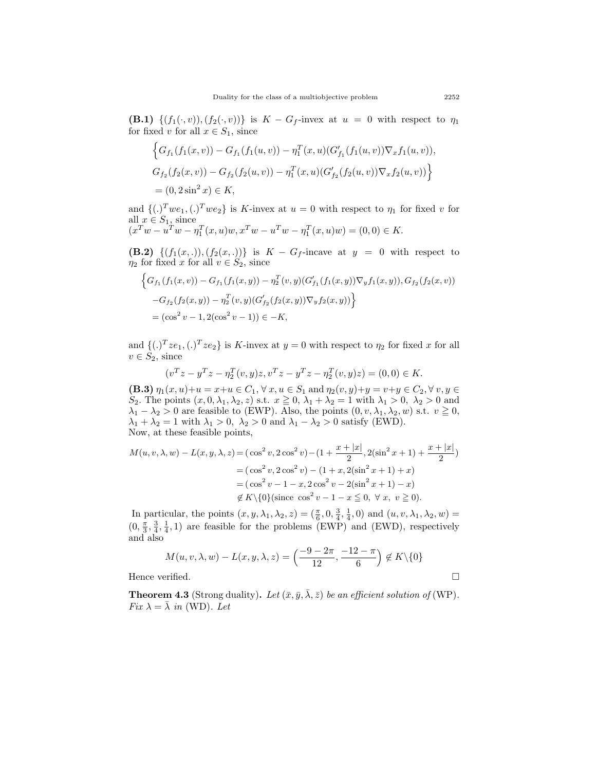**(B.1)** $\{(f_1(\cdot, v)), (f_2(\cdot, v))\}$ is $K - G_f$-invex at $u = 0$ with respect to $\eta_1$ for fixed $v$ for all $x \in S_1$, since

$$\Big\{G_{f_1}(f_1(x,v)) - G_{f_1}(f_1(u,v)) - \eta_1^T(x,u)(G'_{f_1}(f_1(u,v))\nabla_x f_1(u,v)),$$
$$G_{f_2}(f_2(x,v)) - G_{f_2}(f_2(u,v)) - \eta_1^T(x,u)(G'_{f_2}(f_2(u,v))\nabla_x f_2(u,v))\Big\}$$
$$= (0, 2\sin^2 x) \in K,$$

and $\{(.)^T we_1, (.)^T we_2\}$ is $K$-invex at $u = 0$ with respect to $\eta_1$ for fixed $v$ for all $x \in S_1$, since
$(x^T w - u^T w - \eta_1^T(x,u)w, x^T w - u^T w - \eta_1^T(x,u)w) = (0,0) \in K.$

**(B.2)** $\{(f_1(x,.)), (f_2(x,.))\}$ is $K - G_f$-incave at $y = 0$ with respect to $\eta_2$ for fixed $x$ for all $v \in S_2$, since

$$\Big\{G_{f_1}(f_1(x,v)) - G_{f_1}(f_1(x,y)) - \eta_2^T(v,y)(G'_{f_1}(f_1(x,y))\nabla_y f_1(x,y)), G_{f_2}(f_2(x,v))$$
$$-G_{f_2}(f_2(x,y)) - \eta_2^T(v,y)(G'_{f_2}(f_2(x,y))\nabla_y f_2(x,y))\Big\}$$
$$= (\cos^2 v - 1, 2(\cos^2 v - 1)) \in -K,$$

and $\{(.)^T ze_1, (.)^T ze_2\}$ is $K$-invex at $y = 0$ with respect to $\eta_2$ for fixed $x$ for all $v \in S_2$, since

$$(v^T z - y^T z - \eta_2^T(v,y)z, v^T z - y^T z - \eta_2^T(v,y)z) = (0,0) \in K.$$

**(B.3)** $\eta_1(x,u)+u = x+u \in C_1, \forall\, x, u \in S_1$ and $\eta_2(v,y)+y = v+y \in C_2, \forall\, v, y \in S_2$. The points $(x, 0, \lambda_1, \lambda_2, z)$ s.t. $x \geqq 0$, $\lambda_1 + \lambda_2 = 1$ with $\lambda_1 > 0,\ \lambda_2 > 0$ and $\lambda_1 - \lambda_2 > 0$ are feasible to (EWP). Also, the points $(0, v, \lambda_1, \lambda_2, w)$ s.t. $v \geqq 0$, $\lambda_1 + \lambda_2 = 1$ with $\lambda_1 > 0,\ \lambda_2 > 0$ and $\lambda_1 - \lambda_2 > 0$ satisfy (EWD).
Now, at these feasible points,

$$\begin{aligned}
M(u,v,\lambda,w) - L(x,y,\lambda,z) &= (\cos^2 v, 2\cos^2 v) - \Big(1 + \frac{x+|x|}{2}, 2(\sin^2 x + 1) + \frac{x+|x|}{2}\Big)\\
&= (\cos^2 v, 2\cos^2 v) - (1 + x, 2(\sin^2 x + 1) + x)\\
&= (\cos^2 v - 1 - x, 2\cos^2 v - 2(\sin^2 x + 1) - x)\\
&\notin K\backslash\{0\} (\text{since } \cos^2 v - 1 - x \leqq 0,\ \forall\ x,\ v \geqq 0).
\end{aligned}$$

In particular, the points $(x, y, \lambda_1, \lambda_2, z) = (\frac{\pi}{6}, 0, \frac{3}{4}, \frac{1}{4}, 0)$ and $(u, v, \lambda_1, \lambda_2, w) = (0, \frac{\pi}{3}, \frac{3}{4}, \frac{1}{4}, 1)$ are feasible for the problems (EWP) and (EWD), respectively and also

$$M(u,v,\lambda,w) - L(x,y,\lambda,z) = \Big(\frac{-9-2\pi}{12}, \frac{-12-\pi}{6}\Big) \notin K\backslash\{0\}$$

Hence verified. □

**Theorem 4.3** (Strong duality)**.** *Let $(\bar{x}, \bar{y}, \bar{\lambda}, \bar{z})$ be an efficient solution of* (WP)*. Fix $\lambda = \bar{\lambda}$ in* (WD)*. Let*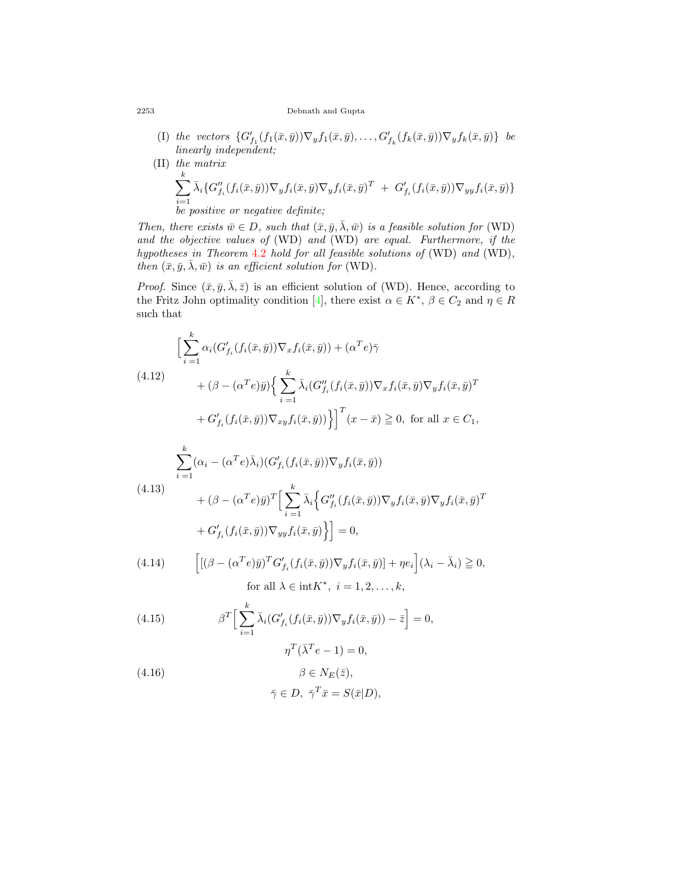(I) *the vectors* $\{G'_{f_1}(f_1(\bar{x},\bar{y}))\nabla_y f_1(\bar{x},\bar{y}),\ldots,G'_{f_k}(f_k(\bar{x},\bar{y}))\nabla_y f_k(\bar{x},\bar{y})\}$ *be linearly independent;*

(II) *the matrix*

$$\sum_{i=1}^{k}\bar{\lambda}_i\{G''_{f_i}(f_i(\bar{x},\bar{y}))\nabla_y f_i(\bar{x},\bar{y})\nabla_y f_i(\bar{x},\bar{y})^T \ + \ G'_{f_i}(f_i(\bar{x},\bar{y}))\nabla_{yy} f_i(\bar{x},\bar{y})\}$$

*be positive or negative definite;*

*Then, there exists* $\bar{w}\in D$*, such that* $(\bar{x},\bar{y},\bar{\lambda},\bar{w})$ *is a feasible solution for* (WD) *and the objective values of* (WD) *and* (WD) *are equal. Furthermore, if the hypotheses in Theorem 4.2 hold for all feasible solutions of* (WD) *and* (WD)*, then* $(\bar{x},\bar{y},\bar{\lambda},\bar{w})$ *is an efficient solution for* (WD).

*Proof.* Since $(\bar{x},\bar{y},\bar{\lambda},\bar{z})$ is an efficient solution of (WD). Hence, according to the Fritz John optimality condition [4], there exist $\alpha\in K^*$, $\beta\in C_2$ and $\eta\in R$ such that

$$\begin{aligned}\Big[\sum_{i=1}^{k}\alpha_i(G'_{f_i}(f_i(\bar{x},\bar{y}))\nabla_x f_i(\bar{x},\bar{y}))+(\alpha^T e)\bar{\gamma}\\ +(\beta-(\alpha^T e)\bar{y})\Big\{\sum_{i=1}^{k}\bar{\lambda}_i(G''_{f_i}(f_i(\bar{x},\bar{y}))\nabla_x f_i(\bar{x},\bar{y})\nabla_y f_i(\bar{x},\bar{y})^T\\ +G'_{f_i}(f_i(\bar{x},\bar{y}))\nabla_{xy} f_i(\bar{x},\bar{y}))\Big\}\Big]^T(x-\bar{x})\geqq 0,\ \text{for all } x\in C_1,\end{aligned} \tag{4.12}$$

$$\begin{aligned}\sum_{i=1}^{k}(\alpha_i-(\alpha^T e)\bar{\lambda}_i)(G'_{f_i}(f_i(\bar{x},\bar{y}))\nabla_y f_i(\bar{x},\bar{y}))\\ +(\beta-(\alpha^T e)\bar{y})^T\Big[\sum_{i=1}^{k}\bar{\lambda}_i\Big\{G''_{f_i}(f_i(\bar{x},\bar{y}))\nabla_y f_i(\bar{x},\bar{y})\nabla_y f_i(\bar{x},\bar{y})^T\\ +G'_{f_i}(f_i(\bar{x},\bar{y}))\nabla_{yy} f_i(\bar{x},\bar{y})\Big\}\Big]=0,\end{aligned} \tag{4.13}$$

$$\Big[[(\beta-(\alpha^T e)\bar{y})^T G'_{f_i}(f_i(\bar{x},\bar{y}))\nabla_y f_i(\bar{x},\bar{y})]+\eta e_i\Big](\lambda_i-\bar{\lambda}_i)\geqq 0, \quad \text{for all } \lambda\in \text{int}K^*,\ i=1,2,\ldots,k, \tag{4.14}$$

$$\beta^T\Big[\sum_{i=1}^{k}\bar{\lambda}_i(G'_{f_i}(f_i(\bar{x},\bar{y}))\nabla_y f_i(\bar{x},\bar{y}))-\bar{z}\Big]=0, \tag{4.15}$$

$$\begin{aligned}\eta^T(\bar{\lambda}^T e-1)=0,\\ \beta\in N_E(\bar{z}),\\ \bar{\gamma}\in D,\ \bar{\gamma}^T\bar{x}=S(\bar{x}|D),\end{aligned} \tag{4.16}$$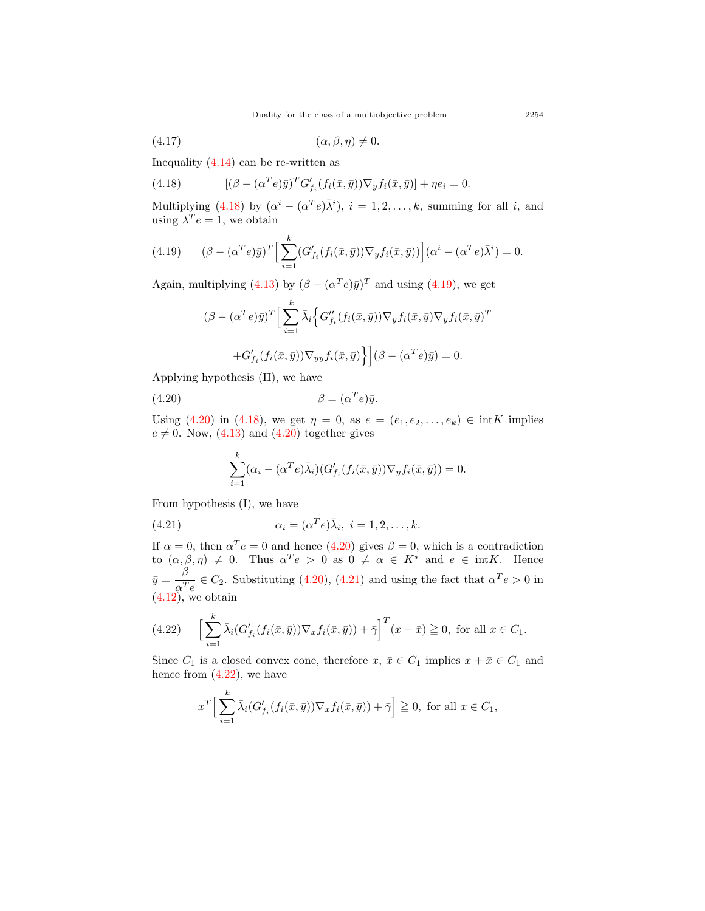$$(\alpha, \beta, \eta) \neq 0. \tag{4.17}$$

Inequality (4.14) can be re-written as

$$[(\beta - (\alpha^T e)\bar{y})^T G'_{f_i}(f_i(\bar{x}, \bar{y}))\nabla_y f_i(\bar{x}, \bar{y})] + \eta e_i = 0. \tag{4.18}$$

Multiplying (4.18) by $(\alpha^i - (\alpha^T e)\bar{\lambda}^i)$, $i = 1, 2, \ldots, k$, summing for all $i$, and using $\lambda^T e = 1$, we obtain

$$(\beta - (\alpha^T e)\bar{y})^T \Big[\sum_{i=1}^{k} (G'_{f_i}(f_i(\bar{x}, \bar{y}))\nabla_y f_i(\bar{x}, \bar{y}))\Big](\alpha^i - (\alpha^T e)\bar{\lambda}^i) = 0. \tag{4.19}$$

Again, multiplying (4.13) by $(\beta - (\alpha^T e)\bar{y})^T$ and using (4.19), we get

$$(\beta - (\alpha^T e)\bar{y})^T \Big[\sum_{i=1}^{k} \bar{\lambda}_i \Big\{ G''_{f_i}(f_i(\bar{x}, \bar{y}))\nabla_y f_i(\bar{x}, \bar{y})\nabla_y f_i(\bar{x}, \bar{y})^T$$

$$+ G'_{f_i}(f_i(\bar{x}, \bar{y}))\nabla_{yy} f_i(\bar{x}, \bar{y})\Big\}\Big](\beta - (\alpha^T e)\bar{y}) = 0.$$

Applying hypothesis (II), we have

$$\beta = (\alpha^T e)\bar{y}. \tag{4.20}$$

Using (4.20) in (4.18), we get $\eta = 0$, as $e = (e_1, e_2, \ldots, e_k) \in \text{int}K$ implies $e \neq 0$. Now, (4.13) and (4.20) together gives

$$\sum_{i=1}^{k} (\alpha_i - (\alpha^T e)\bar{\lambda}_i)(G'_{f_i}(f_i(\bar{x}, \bar{y}))\nabla_y f_i(\bar{x}, \bar{y})) = 0.$$

From hypothesis (I), we have

$$\alpha_i = (\alpha^T e)\bar{\lambda}_i, \ i = 1, 2, \ldots, k. \tag{4.21}$$

If $\alpha = 0$, then $\alpha^T e = 0$ and hence (4.20) gives $\beta = 0$, which is a contradiction to $(\alpha, \beta, \eta) \neq 0$. Thus $\alpha^T e > 0$ as $0 \neq \alpha \in K^*$ and $e \in \text{int}K$. Hence $\bar{y} = \dfrac{\beta}{\alpha^T e} \in C_2$. Substituting (4.20), (4.21) and using the fact that $\alpha^T e > 0$ in (4.12), we obtain

$$\Big[\sum_{i=1}^{k} \bar{\lambda}_i (G'_{f_i}(f_i(\bar{x}, \bar{y}))\nabla_x f_i(\bar{x}, \bar{y})) + \bar{\gamma}\Big]^T (x - \bar{x}) \geqq 0, \text{ for all } x \in C_1. \tag{4.22}$$

Since $C_1$ is a closed convex cone, therefore $x, \bar{x} \in C_1$ implies $x + \bar{x} \in C_1$ and hence from (4.22), we have

$$x^T \Big[\sum_{i=1}^{k} \bar{\lambda}_i (G'_{f_i}(f_i(\bar{x}, \bar{y}))\nabla_x f_i(\bar{x}, \bar{y})) + \bar{\gamma}\Big] \geqq 0, \text{ for all } x \in C_1,$$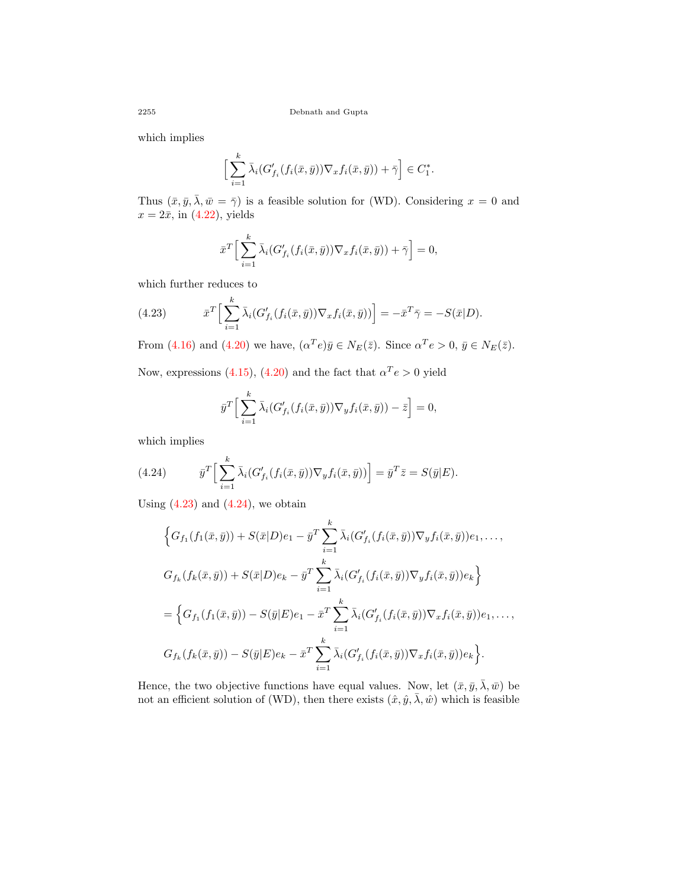which implies

$$\Big[\sum_{i=1}^{k}\bar{\lambda}_i(G'_{f_i}(f_i(\bar{x},\bar{y}))\nabla_x f_i(\bar{x},\bar{y}))+\bar{\gamma}\Big]\in C_1^*.$$

Thus $(\bar{x},\bar{y},\bar{\lambda},\bar{w}=\bar{\gamma})$ is a feasible solution for (WD). Considering $x=0$ and $x=2\bar{x}$, in (4.22), yields

$$\bar{x}^T\Big[\sum_{i=1}^{k}\bar{\lambda}_i(G'_{f_i}(f_i(\bar{x},\bar{y}))\nabla_x f_i(\bar{x},\bar{y}))+\bar{\gamma}\Big]=0,$$

which further reduces to

$$\bar{x}^T\Big[\sum_{i=1}^{k}\bar{\lambda}_i(G'_{f_i}(f_i(\bar{x},\bar{y}))\nabla_x f_i(\bar{x},\bar{y}))\Big]=-\bar{x}^T\bar{\gamma}=-S(\bar{x}|D). \tag{4.23}$$

From (4.16) and (4.20) we have, $(\alpha^Te)\bar{y}\in N_E(\bar{z})$. Since $\alpha^Te>0$, $\bar{y}\in N_E(\bar{z})$.

Now, expressions (4.15), (4.20) and the fact that $\alpha^Te>0$ yield

$$\bar{y}^T\Big[\sum_{i=1}^{k}\bar{\lambda}_i(G'_{f_i}(f_i(\bar{x},\bar{y}))\nabla_y f_i(\bar{x},\bar{y}))-\bar{z}\Big]=0,$$

which implies

$$\bar{y}^T\Big[\sum_{i=1}^{k}\bar{\lambda}_i(G'_{f_i}(f_i(\bar{x},\bar{y}))\nabla_y f_i(\bar{x},\bar{y}))\Big]=\bar{y}^T\bar{z}=S(\bar{y}|E). \tag{4.24}$$

Using (4.23) and (4.24), we obtain

$$\begin{aligned}
&\Big\{G_{f_1}(f_1(\bar{x},\bar{y}))+S(\bar{x}|D)e_1-\bar{y}^T\sum_{i=1}^{k}\bar{\lambda}_i(G'_{f_i}(f_i(\bar{x},\bar{y}))\nabla_y f_i(\bar{x},\bar{y}))e_1,\ldots,\\
&G_{f_k}(f_k(\bar{x},\bar{y}))+S(\bar{x}|D)e_k-\bar{y}^T\sum_{i=1}^{k}\bar{\lambda}_i(G'_{f_i}(f_i(\bar{x},\bar{y}))\nabla_y f_i(\bar{x},\bar{y}))e_k\Big\}\\
&=\Big\{G_{f_1}(f_1(\bar{x},\bar{y}))-S(\bar{y}|E)e_1-\bar{x}^T\sum_{i=1}^{k}\bar{\lambda}_i(G'_{f_i}(f_i(\bar{x},\bar{y}))\nabla_x f_i(\bar{x},\bar{y}))e_1,\ldots,\\
&G_{f_k}(f_k(\bar{x},\bar{y}))-S(\bar{y}|E)e_k-\bar{x}^T\sum_{i=1}^{k}\bar{\lambda}_i(G'_{f_i}(f_i(\bar{x},\bar{y}))\nabla_x f_i(\bar{x},\bar{y}))e_k\Big\}.
\end{aligned}$$

Hence, the two objective functions have equal values. Now, let $(\bar{x},\bar{y},\bar{\lambda},\bar{w})$ be not an efficient solution of (WD), then there exists $(\hat{x},\hat{y},\bar{\lambda},\hat{w})$ which is feasible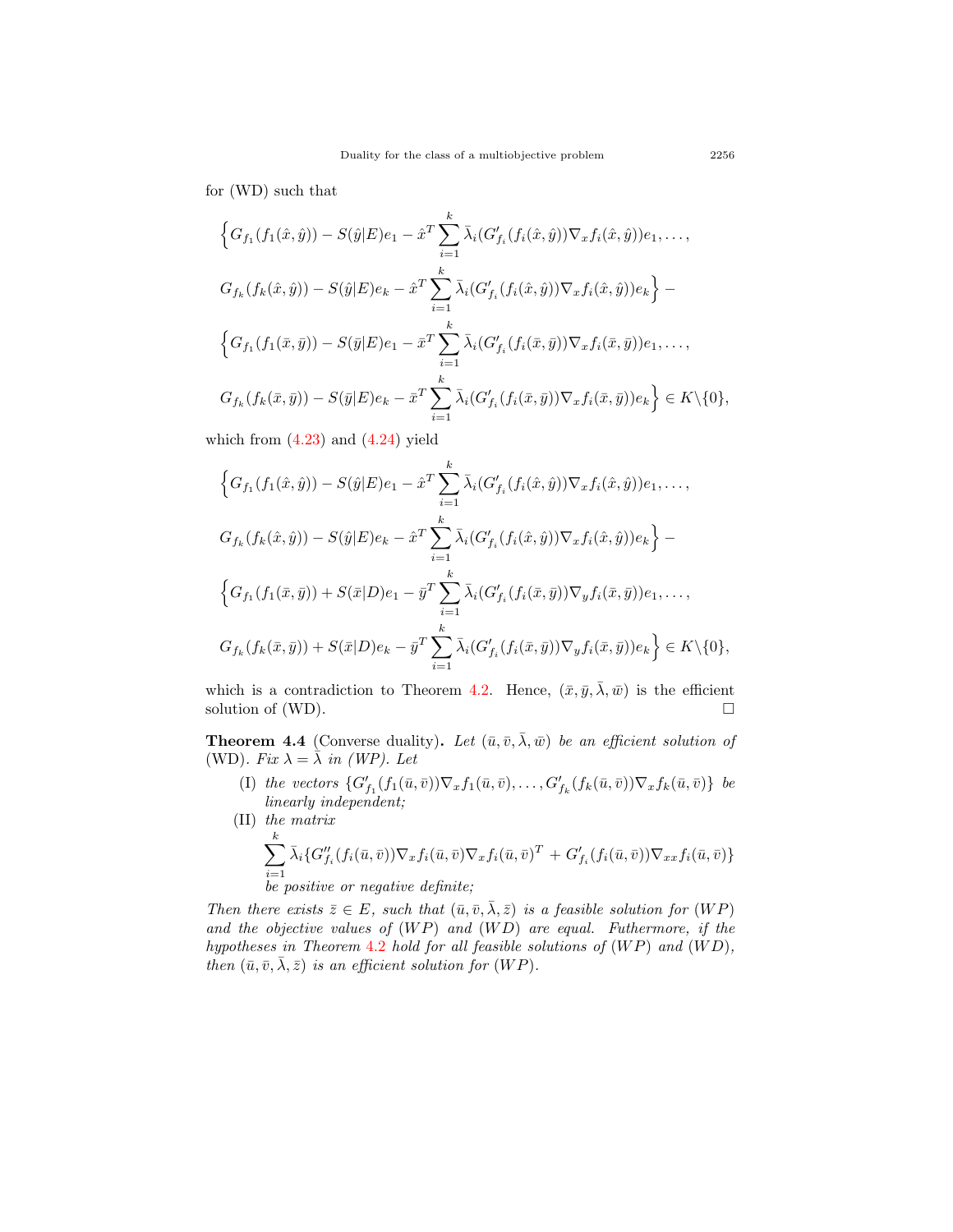for (WD) such that

$$
\Big\{G_{f_1}(f_1(\hat{x},\hat{y})) - S(\hat{y}|E)e_1 - \hat{x}^T \sum_{i=1}^{k} \bar{\lambda}_i (G'_{f_i}(f_i(\hat{x},\hat{y}))\nabla_x f_i(\hat{x},\hat{y}))e_1, \ldots,
$$

$$
G_{f_k}(f_k(\hat{x},\hat{y})) - S(\hat{y}|E)e_k - \hat{x}^T \sum_{i=1}^{k} \bar{\lambda}_i (G'_{f_i}(f_i(\hat{x},\hat{y}))\nabla_x f_i(\hat{x},\hat{y}))e_k\Big\} -
$$

$$
\Big\{G_{f_1}(f_1(\bar{x},\bar{y})) - S(\bar{y}|E)e_1 - \bar{x}^T \sum_{i=1}^{k} \bar{\lambda}_i (G'_{f_i}(f_i(\bar{x},\bar{y}))\nabla_x f_i(\bar{x},\bar{y}))e_1, \ldots,
$$

$$
G_{f_k}(f_k(\bar{x},\bar{y})) - S(\bar{y}|E)e_k - \bar{x}^T \sum_{i=1}^{k} \bar{\lambda}_i (G'_{f_i}(f_i(\bar{x},\bar{y}))\nabla_x f_i(\bar{x},\bar{y}))e_k\Big\} \in K\backslash\{0\},
$$

which from (4.23) and (4.24) yield

$$
\Big\{G_{f_1}(f_1(\hat{x},\hat{y})) - S(\hat{y}|E)e_1 - \hat{x}^T \sum_{i=1}^{k} \bar{\lambda}_i (G'_{f_i}(f_i(\hat{x},\hat{y}))\nabla_x f_i(\hat{x},\hat{y}))e_1, \ldots,
$$

$$
G_{f_k}(f_k(\hat{x},\hat{y})) - S(\hat{y}|E)e_k - \hat{x}^T \sum_{i=1}^{k} \bar{\lambda}_i (G'_{f_i}(f_i(\hat{x},\hat{y}))\nabla_x f_i(\hat{x},\hat{y}))e_k\Big\} -
$$

$$
\Big\{G_{f_1}(f_1(\bar{x},\bar{y})) + S(\bar{x}|D)e_1 - \bar{y}^T \sum_{i=1}^{k} \bar{\lambda}_i (G'_{f_i}(f_i(\bar{x},\bar{y}))\nabla_y f_i(\bar{x},\bar{y}))e_1, \ldots,
$$

$$
G_{f_k}(f_k(\bar{x},\bar{y})) + S(\bar{x}|D)e_k - \bar{y}^T \sum_{i=1}^{k} \bar{\lambda}_i (G'_{f_i}(f_i(\bar{x},\bar{y}))\nabla_y f_i(\bar{x},\bar{y}))e_k\Big\} \in K\backslash\{0\},
$$

which is a contradiction to Theorem 4.2. Hence, $(\bar{x}, \bar{y}, \bar{\lambda}, \bar{w})$ is the efficient solution of (WD). □

**Theorem 4.4** (Converse duality)**.** *Let $(\bar{u}, \bar{v}, \bar{\lambda}, \bar{w})$ be an efficient solution of (WD). Fix $\lambda = \bar{\lambda}$ in (WP). Let*

- (I) *the vectors $\{G'_{f_1}(f_1(\bar{u},\bar{v}))\nabla_x f_1(\bar{u},\bar{v}), \ldots, G'_{f_k}(f_k(\bar{u},\bar{v}))\nabla_x f_k(\bar{u},\bar{v})\}$ be linearly independent;*
- (II) *the matrix*
$$\sum_{i=1}^{k} \bar{\lambda}_i \{G''_{f_i}(f_i(\bar{u},\bar{v}))\nabla_x f_i(\bar{u},\bar{v})\nabla_x f_i(\bar{u},\bar{v})^T + G'_{f_i}(f_i(\bar{u},\bar{v}))\nabla_{xx} f_i(\bar{u},\bar{v})\}$$
*be positive or negative definite;*

*Then there exists $\bar{z} \in E$, such that $(\bar{u}, \bar{v}, \bar{\lambda}, \bar{z})$ is a feasible solution for $(WP)$ and the objective values of $(WP)$ and $(WD)$ are equal. Futhermore, if the hypotheses in Theorem 4.2 hold for all feasible solutions of $(WP)$ and $(WD)$, then $(\bar{u}, \bar{v}, \bar{\lambda}, \bar{z})$ is an efficient solution for $(WP)$.*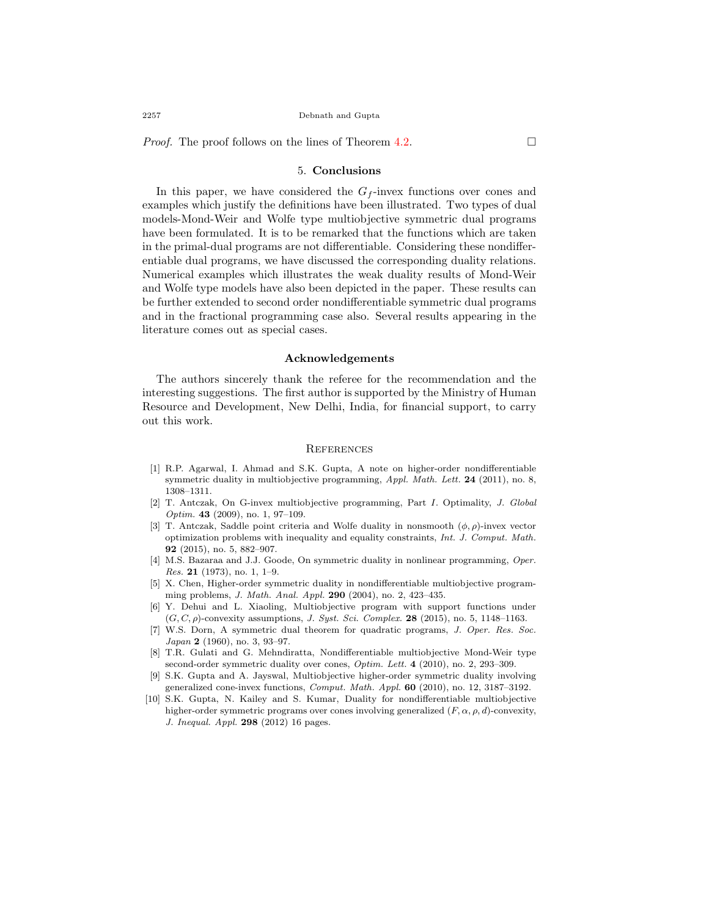*Proof.* The proof follows on the lines of Theorem 4.2. □

## 5. Conclusions

In this paper, we have considered the $G_f$-invex functions over cones and examples which justify the definitions have been illustrated. Two types of dual models-Mond-Weir and Wolfe type multiobjective symmetric dual programs have been formulated. It is to be remarked that the functions which are taken in the primal-dual programs are not differentiable. Considering these nondifferentiable dual programs, we have discussed the corresponding duality relations. Numerical examples which illustrates the weak duality results of Mond-Weir and Wolfe type models have also been depicted in the paper. These results can be further extended to second order nondifferentiable symmetric dual programs and in the fractional programming case also. Several results appearing in the literature comes out as special cases.

## Acknowledgements

The authors sincerely thank the referee for the recommendation and the interesting suggestions. The first author is supported by the Ministry of Human Resource and Development, New Delhi, India, for financial support, to carry out this work.

## References

[1] R.P. Agarwal, I. Ahmad and S.K. Gupta, A note on higher-order nondifferentiable symmetric duality in multiobjective programming, *Appl. Math. Lett.* **24** (2011), no. 8, 1308–1311.

[2] T. Antczak, On G-invex multiobjective programming, Part *I*. Optimality, *J. Global Optim.* **43** (2009), no. 1, 97–109.

[3] T. Antczak, Saddle point criteria and Wolfe duality in nonsmooth $(\phi, \rho)$-invex vector optimization problems with inequality and equality constraints, *Int. J. Comput. Math.* **92** (2015), no. 5, 882–907.

[4] M.S. Bazaraa and J.J. Goode, On symmetric duality in nonlinear programming, *Oper. Res.* **21** (1973), no. 1, 1–9.

[5] X. Chen, Higher-order symmetric duality in nondifferentiable multiobjective programming problems, *J. Math. Anal. Appl.* **290** (2004), no. 2, 423–435.

[6] Y. Dehui and L. Xiaoling, Multiobjective program with support functions under $(G, C, \rho)$-convexity assumptions, *J. Syst. Sci. Complex.* **28** (2015), no. 5, 1148–1163.

[7] W.S. Dorn, A symmetric dual theorem for quadratic programs, *J. Oper. Res. Soc. Japan* **2** (1960), no. 3, 93–97.

[8] T.R. Gulati and G. Mehndiratta, Nondifferentiable multiobjective Mond-Weir type second-order symmetric duality over cones, *Optim. Lett.* **4** (2010), no. 2, 293–309.

[9] S.K. Gupta and A. Jayswal, Multiobjective higher-order symmetric duality involving generalized cone-invex functions, *Comput. Math. Appl.* **60** (2010), no. 12, 3187–3192.

[10] S.K. Gupta, N. Kailey and S. Kumar, Duality for nondifferentiable multiobjective higher-order symmetric programs over cones involving generalized $(F, \alpha, \rho, d)$-convexity, *J. Inequal. Appl.* **298** (2012) 16 pages.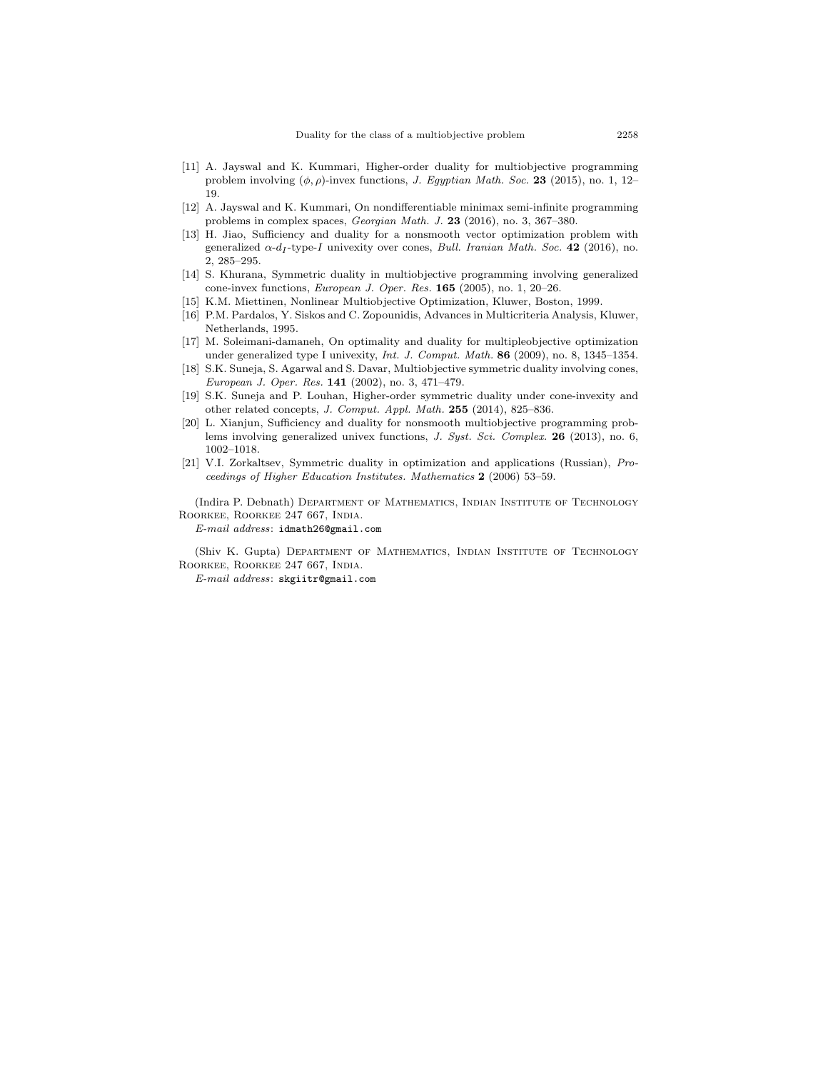[11] A. Jayswal and K. Kummari, Higher-order duality for multiobjective programming problem involving $(\phi, \rho)$-invex functions, *J. Egyptian Math. Soc.* **23** (2015), no. 1, 12–19.

[12] A. Jayswal and K. Kummari, On nondifferentiable minimax semi-infinite programming problems in complex spaces, *Georgian Math. J.* **23** (2016), no. 3, 367–380.

[13] H. Jiao, Sufficiency and duality for a nonsmooth vector optimization problem with generalized $\alpha$-$d_I$-type-$I$ univexity over cones, *Bull. Iranian Math. Soc.* **42** (2016), no. 2, 285–295.

[14] S. Khurana, Symmetric duality in multiobjective programming involving generalized cone-invex functions, *European J. Oper. Res.* **165** (2005), no. 1, 20–26.

[15] K.M. Miettinen, Nonlinear Multiobjective Optimization, Kluwer, Boston, 1999.

[16] P.M. Pardalos, Y. Siskos and C. Zopounidis, Advances in Multicriteria Analysis, Kluwer, Netherlands, 1995.

[17] M. Soleimani-damaneh, On optimality and duality for multipleobjective optimization under generalized type I univexity, *Int. J. Comput. Math.* **86** (2009), no. 8, 1345–1354.

[18] S.K. Suneja, S. Agarwal and S. Davar, Multiobjective symmetric duality involving cones, *European J. Oper. Res.* **141** (2002), no. 3, 471–479.

[19] S.K. Suneja and P. Louhan, Higher-order symmetric duality under cone-invexity and other related concepts, *J. Comput. Appl. Math.* **255** (2014), 825–836.

[20] L. Xianjun, Sufficiency and duality for nonsmooth multiobjective programming problems involving generalized univex functions, *J. Syst. Sci. Complex.* **26** (2013), no. 6, 1002–1018.

[21] V.I. Zorkaltsev, Symmetric duality in optimization and applications (Russian), *Proceedings of Higher Education Institutes. Mathematics* **2** (2006) 53–59.

(Indira P. Debnath) Department of Mathematics, Indian Institute of Technology Roorkee, Roorkee 247 667, India.

*E-mail address*: idmath26@gmail.com

(Shiv K. Gupta) Department of Mathematics, Indian Institute of Technology Roorkee, Roorkee 247 667, India.

*E-mail address*: skgiitr@gmail.com